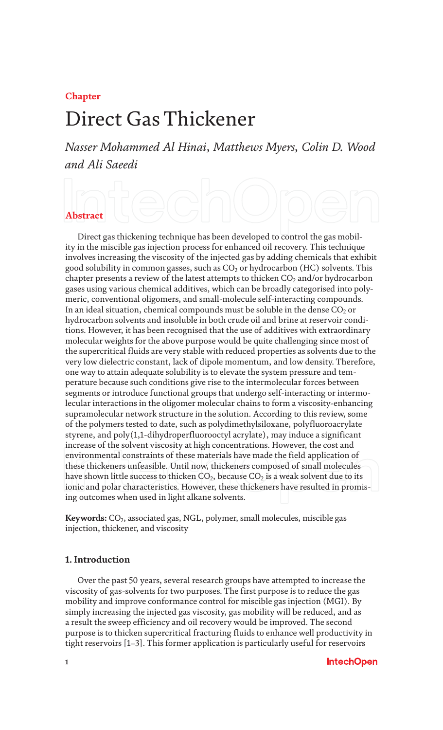Chapter

# Direct Gas Thickener

*Nasser Mohammed Al Hinai, Matthews Myers, Colin D. Wood and Ali Saeedi*

## Abstract

Direct gas thickening technique has been developed to control the gas mobility in the miscible gas injection process for enhanced oil recovery. This technique involves increasing the viscosity of the injected gas by adding chemicals that exhibit good solubility in common gasses, such as $CO_2$ or hydrocarbon (HC) solvents. This chapter presents a review of the latest attempts to thicken $CO_2$ and/or hydrocarbon gases using various chemical additives, which can be broadly categorised into polymeric, conventional oligomers, and small-molecule self-interacting compounds. In an ideal situation, chemical compounds must be soluble in the dense $CO_2$ or hydrocarbon solvents and insoluble in both crude oil and brine at reservoir conditions. However, it has been recognised that the use of additives with extraordinary molecular weights for the above purpose would be quite challenging since most of the supercritical fluids are very stable with reduced properties as solvents due to the very low dielectric constant, lack of dipole momentum, and low density. Therefore, one way to attain adequate solubility is to elevate the system pressure and temperature because such conditions give rise to the intermolecular forces between segments or introduce functional groups that undergo self-interacting or intermolecular interactions in the oligomer molecular chains to form a viscosity-enhancing supramolecular network structure in the solution. According to this review, some of the polymers tested to date, such as polydimethylsiloxane, polyfluoroacrylate styrene, and poly(1,1-dihydroperfluorooctyl acrylate), may induce a significant increase of the solvent viscosity at high concentrations. However, the cost and environmental constraints of these materials have made the field application of these thickeners unfeasible. Until now, thickeners composed of small molecules have shown little success to thicken $CO_2$, because $CO_2$ is a weak solvent due to its ionic and polar characteristics. However, these thickeners have resulted in promising outcomes when used in light alkane solvents.

**Keywords:** $CO_2$, associated gas, NGL, polymer, small molecules, miscible gas injection, thickener, and viscosity

## 1. Introduction

Over the past 50 years, several research groups have attempted to increase the viscosity of gas-solvents for two purposes. The first purpose is to reduce the gas mobility and improve conformance control for miscible gas injection (MGI). By simply increasing the injected gas viscosity, gas mobility will be reduced, and as a result the sweep efficiency and oil recovery would be improved. The second purpose is to thicken supercritical fracturing fluids to enhance well productivity in tight reservoirs [1–3]. This former application is particularly useful for reservoirs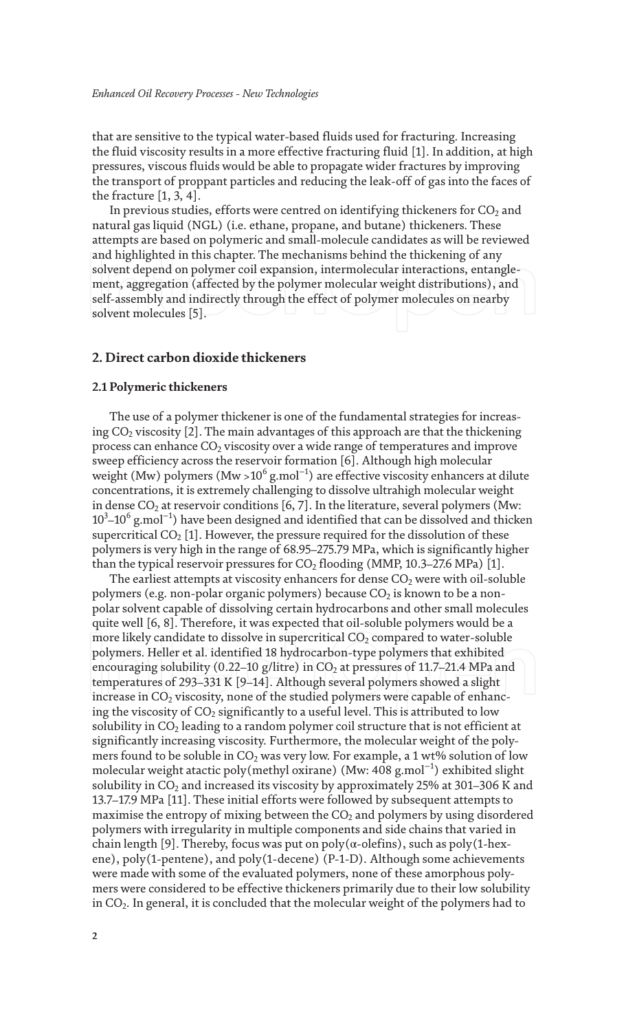that are sensitive to the typical water-based fluids used for fracturing. Increasing the fluid viscosity results in a more effective fracturing fluid [1]. In addition, at high pressures, viscous fluids would be able to propagate wider fractures by improving the transport of proppant particles and reducing the leak-off of gas into the faces of the fracture [1, 3, 4].

In previous studies, efforts were centred on identifying thickeners for $CO_2$ and natural gas liquid (NGL) (i.e. ethane, propane, and butane) thickeners. These attempts are based on polymeric and small-molecule candidates as will be reviewed and highlighted in this chapter. The mechanisms behind the thickening of any solvent depend on polymer coil expansion, intermolecular interactions, entanglement, aggregation (affected by the polymer molecular weight distributions), and self-assembly and indirectly through the effect of polymer molecules on nearby solvent molecules [5].

## 2. Direct carbon dioxide thickeners

### 2.1 Polymeric thickeners

The use of a polymer thickener is one of the fundamental strategies for increasing $CO_2$ viscosity [2]. The main advantages of this approach are that the thickening process can enhance $CO_2$ viscosity over a wide range of temperatures and improve sweep efficiency across the reservoir formation [6]. Although high molecular weight (Mw) polymers (Mw >$10^6$ g.mol$^{-1}$) are effective viscosity enhancers at dilute concentrations, it is extremely challenging to dissolve ultrahigh molecular weight in dense $CO_2$ at reservoir conditions [6, 7]. In the literature, several polymers (Mw: $10^3$–$10^6$ g.mol$^{-1}$) have been designed and identified that can be dissolved and thicken supercritical $CO_2$ [1]. However, the pressure required for the dissolution of these polymers is very high in the range of 68.95–275.79 MPa, which is significantly higher than the typical reservoir pressures for $CO_2$ flooding (MMP, 10.3–27.6 MPa) [1].

The earliest attempts at viscosity enhancers for dense $CO_2$ were with oil-soluble polymers (e.g. non-polar organic polymers) because $CO_2$ is known to be a non-polar solvent capable of dissolving certain hydrocarbons and other small molecules quite well [6, 8]. Therefore, it was expected that oil-soluble polymers would be a more likely candidate to dissolve in supercritical $CO_2$ compared to water-soluble polymers. Heller et al. identified 18 hydrocarbon-type polymers that exhibited encouraging solubility (0.22–10 g/litre) in $CO_2$ at pressures of 11.7–21.4 MPa and temperatures of 293–331 K [9–14]. Although several polymers showed a slight increase in $CO_2$ viscosity, none of the studied polymers were capable of enhancing the viscosity of $CO_2$ significantly to a useful level. This is attributed to low solubility in $CO_2$ leading to a random polymer coil structure that is not efficient at significantly increasing viscosity. Furthermore, the molecular weight of the polymers found to be soluble in $CO_2$ was very low. For example, a 1 wt% solution of low molecular weight atactic poly(methyl oxirane) (Mw: 408 g.mol$^{-1}$) exhibited slight solubility in $CO_2$ and increased its viscosity by approximately 25% at 301–306 K and 13.7–17.9 MPa [11]. These initial efforts were followed by subsequent attempts to maximise the entropy of mixing between the $CO_2$ and polymers by using disordered polymers with irregularity in multiple components and side chains that varied in chain length [9]. Thereby, focus was put on poly(α-olefins), such as poly(1-hexene), poly(1-pentene), and poly(1-decene) (P-1-D). Although some achievements were made with some of the evaluated polymers, none of these amorphous polymers were considered to be effective thickeners primarily due to their low solubility in $CO_2$. In general, it is concluded that the molecular weight of the polymers had to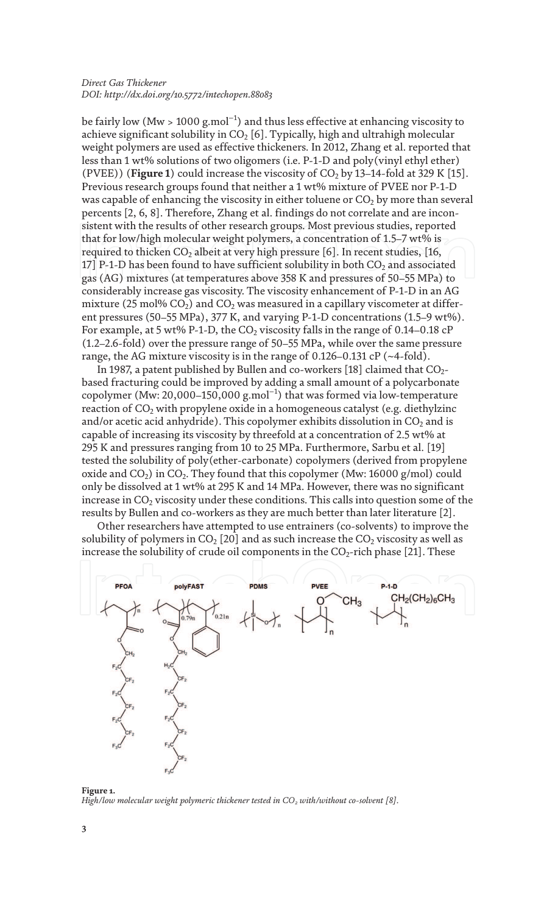be fairly low (Mw > 1000 g.mol$^{-1}$) and thus less effective at enhancing viscosity to achieve significant solubility in $CO_2$ [6]. Typically, high and ultrahigh molecular weight polymers are used as effective thickeners. In 2012, Zhang et al. reported that less than 1 wt% solutions of two oligomers (i.e. P-1-D and poly(vinyl ethyl ether) (PVEE)) (**Figure 1**) could increase the viscosity of $CO_2$ by 13–14-fold at 329 K [15]. Previous research groups found that neither a 1 wt% mixture of PVEE nor P-1-D was capable of enhancing the viscosity in either toluene or $CO_2$ by more than several percents [2, 6, 8]. Therefore, Zhang et al. findings do not correlate and are inconsistent with the results of other research groups. Most previous studies, reported that for low/high molecular weight polymers, a concentration of 1.5–7 wt% is required to thicken $CO_2$ albeit at very high pressure [6]. In recent studies, [16, 17] P-1-D has been found to have sufficient solubility in both $CO_2$ and associated gas (AG) mixtures (at temperatures above 358 K and pressures of 50–55 MPa) to considerably increase gas viscosity. The viscosity enhancement of P-1-D in an AG mixture (25 mol% $CO_2$) and $CO_2$ was measured in a capillary viscometer at different pressures (50–55 MPa), 377 K, and varying P-1-D concentrations (1.5–9 wt%). For example, at 5 wt% P-1-D, the $CO_2$ viscosity falls in the range of 0.14–0.18 cP (1.2–2.6-fold) over the pressure range of 50–55 MPa, while over the same pressure range, the AG mixture viscosity is in the range of 0.126–0.131 cP (~4-fold).

In 1987, a patent published by Bullen and co-workers [18] claimed that $CO_2$-based fracturing could be improved by adding a small amount of a polycarbonate copolymer (Mw: 20,000–150,000 g.mol$^{-1}$) that was formed via low-temperature reaction of $CO_2$ with propylene oxide in a homogeneous catalyst (e.g. diethylzinc and/or acetic acid anhydride). This copolymer exhibits dissolution in $CO_2$ and is capable of increasing its viscosity by threefold at a concentration of 2.5 wt% at 295 K and pressures ranging from 10 to 25 MPa. Furthermore, Sarbu et al. [19] tested the solubility of poly(ether-carbonate) copolymers (derived from propylene oxide and $CO_2$) in $CO_2$. They found that this copolymer (Mw: 16000 g/mol) could only be dissolved at 1 wt% at 295 K and 14 MPa. However, there was no significant increase in $CO_2$ viscosity under these conditions. This calls into question some of the results by Bullen and co-workers as they are much better than later literature [2].

Other researchers have attempted to use entrainers (co-solvents) to improve the solubility of polymers in $CO_2$ [20] and as such increase the $CO_2$ viscosity as well as increase the solubility of crude oil components in the $CO_2$-rich phase [21]. These

**Figure 1.**
*High/low molecular weight polymeric thickener tested in $CO_2$ with/without co-solvent [8].*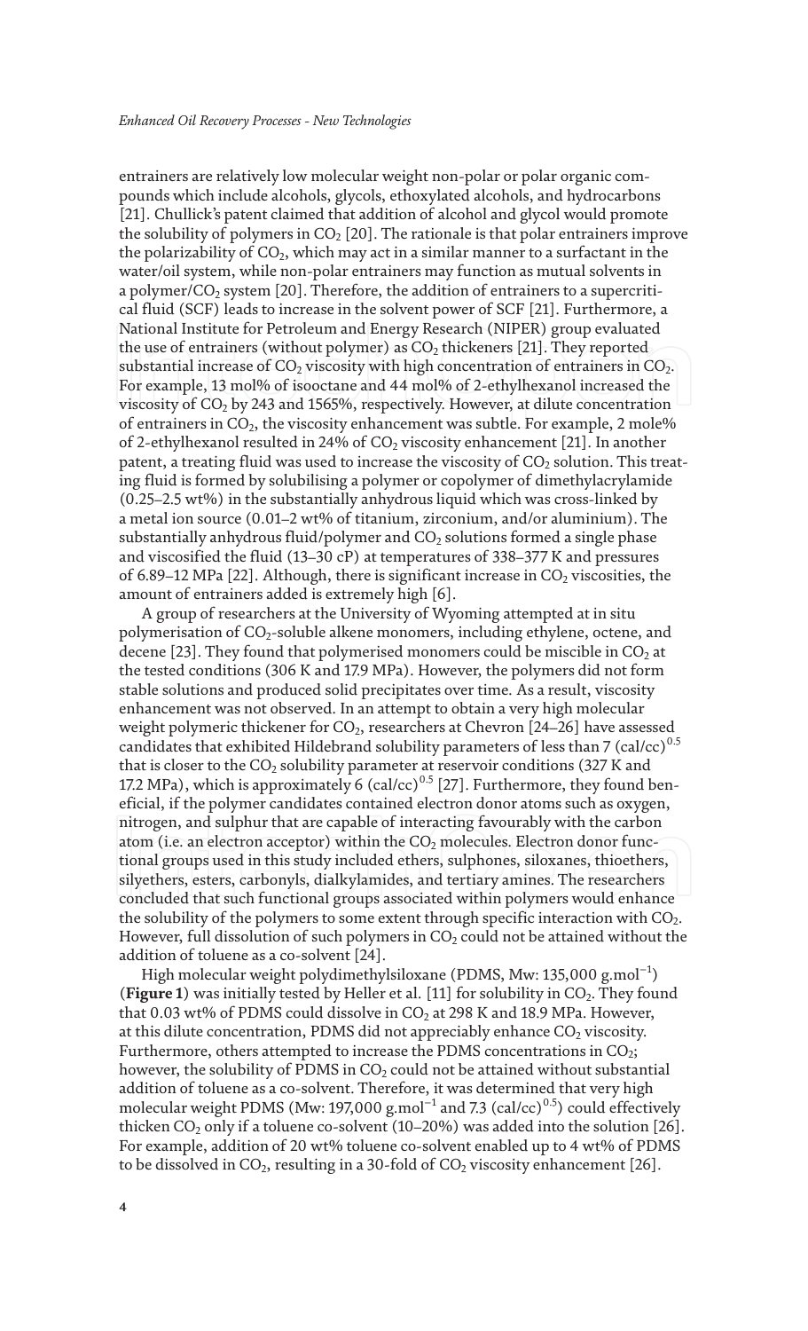entrainers are relatively low molecular weight non-polar or polar organic compounds which include alcohols, glycols, ethoxylated alcohols, and hydrocarbons [21]. Chullick's patent claimed that addition of alcohol and glycol would promote the solubility of polymers in $CO_2$ [20]. The rationale is that polar entrainers improve the polarizability of $CO_2$, which may act in a similar manner to a surfactant in the water/oil system, while non-polar entrainers may function as mutual solvents in a polymer/$CO_2$ system [20]. Therefore, the addition of entrainers to a supercritical fluid (SCF) leads to increase in the solvent power of SCF [21]. Furthermore, a National Institute for Petroleum and Energy Research (NIPER) group evaluated the use of entrainers (without polymer) as $CO_2$ thickeners [21]. They reported substantial increase of $CO_2$ viscosity with high concentration of entrainers in $CO_2$. For example, 13 mol% of isooctane and 44 mol% of 2-ethylhexanol increased the viscosity of $CO_2$ by 243 and 1565%, respectively. However, at dilute concentration of entrainers in $CO_2$, the viscosity enhancement was subtle. For example, 2 mole% of 2-ethylhexanol resulted in 24% of $CO_2$ viscosity enhancement [21]. In another patent, a treating fluid was used to increase the viscosity of $CO_2$ solution. This treating fluid is formed by solubilising a polymer or copolymer of dimethylacrylamide (0.25–2.5 wt%) in the substantially anhydrous liquid which was cross-linked by a metal ion source (0.01–2 wt% of titanium, zirconium, and/or aluminium). The substantially anhydrous fluid/polymer and $CO_2$ solutions formed a single phase and viscosified the fluid (13–30 cP) at temperatures of 338–377 K and pressures of 6.89–12 MPa [22]. Although, there is significant increase in $CO_2$ viscosities, the amount of entrainers added is extremely high [6].

A group of researchers at the University of Wyoming attempted at in situ polymerisation of $CO_2$-soluble alkene monomers, including ethylene, octene, and decene [23]. They found that polymerised monomers could be miscible in $CO_2$ at the tested conditions (306 K and 17.9 MPa). However, the polymers did not form stable solutions and produced solid precipitates over time. As a result, viscosity enhancement was not observed. In an attempt to obtain a very high molecular weight polymeric thickener for $CO_2$, researchers at Chevron [24–26] have assessed candidates that exhibited Hildebrand solubility parameters of less than 7 $(cal/cc)^{0.5}$ that is closer to the $CO_2$ solubility parameter at reservoir conditions (327 K and 17.2 MPa), which is approximately 6 $(cal/cc)^{0.5}$ [27]. Furthermore, they found beneficial, if the polymer candidates contained electron donor atoms such as oxygen, nitrogen, and sulphur that are capable of interacting favourably with the carbon atom (i.e. an electron acceptor) within the $CO_2$ molecules. Electron donor functional groups used in this study included ethers, sulphones, siloxanes, thioethers, silyethers, esters, carbonyls, dialkylamides, and tertiary amines. The researchers concluded that such functional groups associated within polymers would enhance the solubility of the polymers to some extent through specific interaction with $CO_2$. However, full dissolution of such polymers in $CO_2$ could not be attained without the addition of toluene as a co-solvent [24].

High molecular weight polydimethylsiloxane (PDMS, Mw: 135,000 $g.mol^{-1}$) (**Figure 1**) was initially tested by Heller et al. [11] for solubility in $CO_2$. They found that 0.03 wt% of PDMS could dissolve in $CO_2$ at 298 K and 18.9 MPa. However, at this dilute concentration, PDMS did not appreciably enhance $CO_2$ viscosity. Furthermore, others attempted to increase the PDMS concentrations in $CO_2$; however, the solubility of PDMS in $CO_2$ could not be attained without substantial addition of toluene as a co-solvent. Therefore, it was determined that very high molecular weight PDMS (Mw: 197,000 $g.mol^{-1}$ and 7.3 $(cal/cc)^{0.5}$) could effectively thicken $CO_2$ only if a toluene co-solvent (10–20%) was added into the solution [26]. For example, addition of 20 wt% toluene co-solvent enabled up to 4 wt% of PDMS to be dissolved in $CO_2$, resulting in a 30-fold of $CO_2$ viscosity enhancement [26].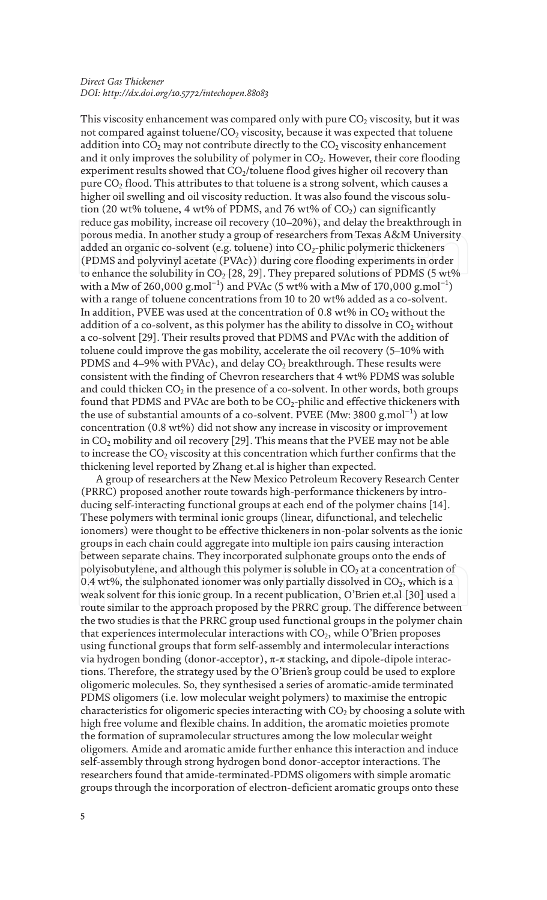This viscosity enhancement was compared only with pure $CO_2$ viscosity, but it was not compared against toluene/$CO_2$ viscosity, because it was expected that toluene addition into $CO_2$ may not contribute directly to the $CO_2$ viscosity enhancement and it only improves the solubility of polymer in $CO_2$. However, their core flooding experiment results showed that $CO_2$/toluene flood gives higher oil recovery than pure $CO_2$ flood. This attributes to that toluene is a strong solvent, which causes a higher oil swelling and oil viscosity reduction. It was also found the viscous solution (20 wt% toluene, 4 wt% of PDMS, and 76 wt% of $CO_2$) can significantly reduce gas mobility, increase oil recovery (10–20%), and delay the breakthrough in porous media. In another study a group of researchers from Texas A&M University added an organic co-solvent (e.g. toluene) into $CO_2$-philic polymeric thickeners (PDMS and polyvinyl acetate (PVAc)) during core flooding experiments in order to enhance the solubility in $CO_2$ [28, 29]. They prepared solutions of PDMS (5 wt% with a Mw of 260,000 $g.mol^{-1}$) and PVAc (5 wt% with a Mw of 170,000 $g.mol^{-1}$) with a range of toluene concentrations from 10 to 20 wt% added as a co-solvent. In addition, PVEE was used at the concentration of 0.8 wt% in $CO_2$ without the addition of a co-solvent, as this polymer has the ability to dissolve in $CO_2$ without a co-solvent [29]. Their results proved that PDMS and PVAc with the addition of toluene could improve the gas mobility, accelerate the oil recovery (5–10% with PDMS and 4–9% with PVAc), and delay $CO_2$ breakthrough. These results were consistent with the finding of Chevron researchers that 4 wt% PDMS was soluble and could thicken $CO_2$ in the presence of a co-solvent. In other words, both groups found that PDMS and PVAc are both to be $CO_2$-philic and effective thickeners with the use of substantial amounts of a co-solvent. PVEE (Mw: 3800 $g.mol^{-1}$) at low concentration (0.8 wt%) did not show any increase in viscosity or improvement in $CO_2$ mobility and oil recovery [29]. This means that the PVEE may not be able to increase the $CO_2$ viscosity at this concentration which further confirms that the thickening level reported by Zhang et.al is higher than expected.

A group of researchers at the New Mexico Petroleum Recovery Research Center (PRRC) proposed another route towards high-performance thickeners by introducing self-interacting functional groups at each end of the polymer chains [14]. These polymers with terminal ionic groups (linear, difunctional, and telechelic ionomers) were thought to be effective thickeners in non-polar solvents as the ionic groups in each chain could aggregate into multiple ion pairs causing interaction between separate chains. They incorporated sulphonate groups onto the ends of polyisobutylene, and although this polymer is soluble in $CO_2$ at a concentration of 0.4 wt%, the sulphonated ionomer was only partially dissolved in $CO_2$, which is a weak solvent for this ionic group. In a recent publication, O'Brien et.al [30] used a route similar to the approach proposed by the PRRC group. The difference between the two studies is that the PRRC group used functional groups in the polymer chain that experiences intermolecular interactions with $CO_2$, while O'Brien proposes using functional groups that form self-assembly and intermolecular interactions via hydrogen bonding (donor-acceptor), $\pi$-$\pi$ stacking, and dipole-dipole interactions. Therefore, the strategy used by the O'Brien's group could be used to explore oligomeric molecules. So, they synthesised a series of aromatic-amide terminated PDMS oligomers (i.e. low molecular weight polymers) to maximise the entropic characteristics for oligomeric species interacting with $CO_2$ by choosing a solute with high free volume and flexible chains. In addition, the aromatic moieties promote the formation of supramolecular structures among the low molecular weight oligomers. Amide and aromatic amide further enhance this interaction and induce self-assembly through strong hydrogen bond donor-acceptor interactions. The researchers found that amide-terminated-PDMS oligomers with simple aromatic groups through the incorporation of electron-deficient aromatic groups onto these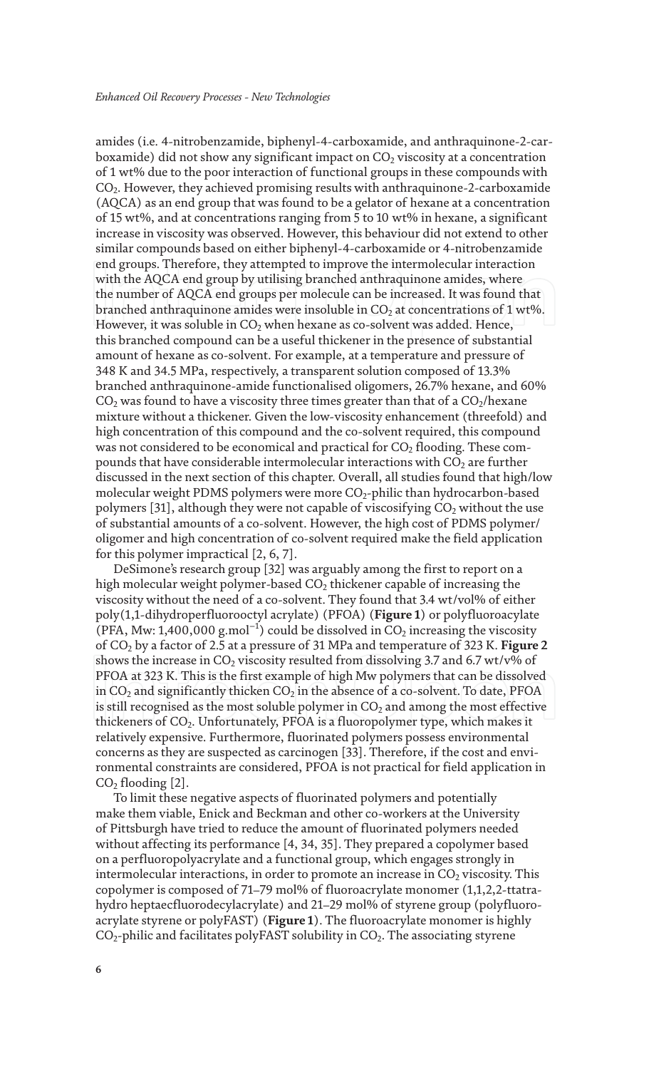amides (i.e. 4-nitrobenzamide, biphenyl-4-carboxamide, and anthraquinone-2-carboxamide) did not show any significant impact on $CO_2$ viscosity at a concentration of 1 wt% due to the poor interaction of functional groups in these compounds with $CO_2$. However, they achieved promising results with anthraquinone-2-carboxamide (AQCA) as an end group that was found to be a gelator of hexane at a concentration of 15 wt%, and at concentrations ranging from 5 to 10 wt% in hexane, a significant increase in viscosity was observed. However, this behaviour did not extend to other similar compounds based on either biphenyl-4-carboxamide or 4-nitrobenzamide end groups. Therefore, they attempted to improve the intermolecular interaction with the AQCA end group by utilising branched anthraquinone amides, where the number of AQCA end groups per molecule can be increased. It was found that branched anthraquinone amides were insoluble in $CO_2$ at concentrations of 1 wt%. However, it was soluble in $CO_2$ when hexane as co-solvent was added. Hence, this branched compound can be a useful thickener in the presence of substantial amount of hexane as co-solvent. For example, at a temperature and pressure of 348 K and 34.5 MPa, respectively, a transparent solution composed of 13.3% branched anthraquinone-amide functionalised oligomers, 26.7% hexane, and 60% $CO_2$ was found to have a viscosity three times greater than that of a $CO_2$/hexane mixture without a thickener. Given the low-viscosity enhancement (threefold) and high concentration of this compound and the co-solvent required, this compound was not considered to be economical and practical for $CO_2$ flooding. These compounds that have considerable intermolecular interactions with $CO_2$ are further discussed in the next section of this chapter. Overall, all studies found that high/low molecular weight PDMS polymers were more $CO_2$-philic than hydrocarbon-based polymers [31], although they were not capable of viscosifying $CO_2$ without the use of substantial amounts of a co-solvent. However, the high cost of PDMS polymer/oligomer and high concentration of co-solvent required make the field application for this polymer impractical [2, 6, 7].

DeSimone's research group [32] was arguably among the first to report on a high molecular weight polymer-based $CO_2$ thickener capable of increasing the viscosity without the need of a co-solvent. They found that 3.4 wt/vol% of either poly(1,1-dihydroperfluorooctyl acrylate) (PFOA) (**Figure 1**) or polyfluoroacylate (PFA, Mw: 1,400,000 g.mol$^{-1}$) could be dissolved in $CO_2$ increasing the viscosity of $CO_2$ by a factor of 2.5 at a pressure of 31 MPa and temperature of 323 K. **Figure 2** shows the increase in $CO_2$ viscosity resulted from dissolving 3.7 and 6.7 wt/v% of PFOA at 323 K. This is the first example of high Mw polymers that can be dissolved in $CO_2$ and significantly thicken $CO_2$ in the absence of a co-solvent. To date, PFOA is still recognised as the most soluble polymer in $CO_2$ and among the most effective thickeners of $CO_2$. Unfortunately, PFOA is a fluoropolymer type, which makes it relatively expensive. Furthermore, fluorinated polymers possess environmental concerns as they are suspected as carcinogen [33]. Therefore, if the cost and environmental constraints are considered, PFOA is not practical for field application in $CO_2$ flooding [2].

To limit these negative aspects of fluorinated polymers and potentially make them viable, Enick and Beckman and other co-workers at the University of Pittsburgh have tried to reduce the amount of fluorinated polymers needed without affecting its performance [4, 34, 35]. They prepared a copolymer based on a perfluoropolyacrylate and a functional group, which engages strongly in intermolecular interactions, in order to promote an increase in $CO_2$ viscosity. This copolymer is composed of 71–79 mol% of fluoroacrylate monomer (1,1,2,2-ttatrahydro heptaecfluorodecylacrylate) and 21–29 mol% of styrene group (polyfluoroacrylate styrene or polyFAST) (**Figure 1**). The fluoroacrylate monomer is highly $CO_2$-philic and facilitates polyFAST solubility in $CO_2$. The associating styrene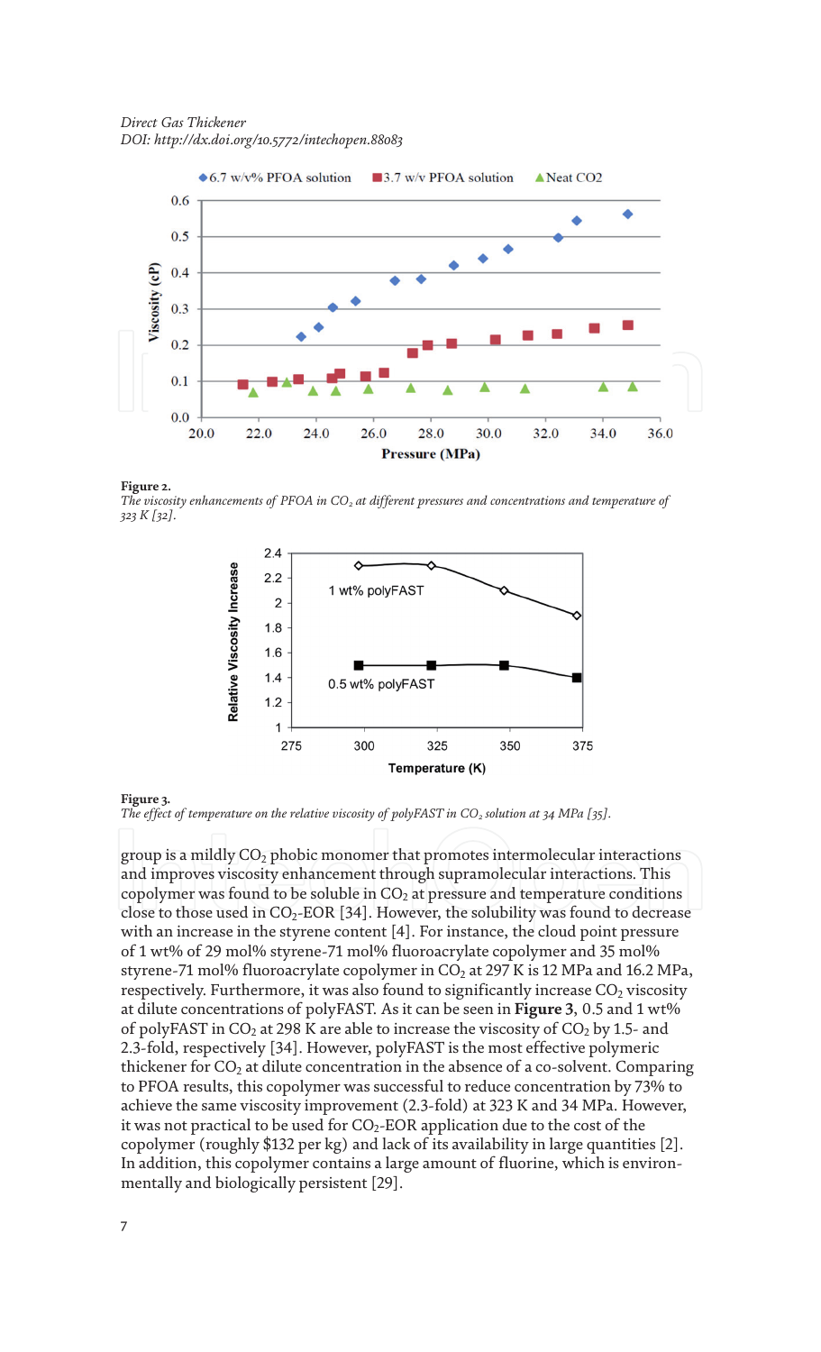**Figure 2.**
*The viscosity enhancements of PFOA in $CO_2$ at different pressures and concentrations and temperature of 323 K [32].*

**Figure 3.**
*The effect of temperature on the relative viscosity of polyFAST in $CO_2$ solution at 34 MPa [35].*

group is a mildly $CO_2$ phobic monomer that promotes intermolecular interactions and improves viscosity enhancement through supramolecular interactions. This copolymer was found to be soluble in $CO_2$ at pressure and temperature conditions close to those used in $CO_2$-EOR [34]. However, the solubility was found to decrease with an increase in the styrene content [4]. For instance, the cloud point pressure of 1 wt% of 29 mol% styrene-71 mol% fluoroacrylate copolymer and 35 mol% styrene-71 mol% fluoroacrylate copolymer in $CO_2$ at 297 K is 12 MPa and 16.2 MPa, respectively. Furthermore, it was also found to significantly increase $CO_2$ viscosity at dilute concentrations of polyFAST. As it can be seen in **Figure 3**, 0.5 and 1 wt% of polyFAST in $CO_2$ at 298 K are able to increase the viscosity of $CO_2$ by 1.5- and 2.3-fold, respectively [34]. However, polyFAST is the most effective polymeric thickener for $CO_2$ at dilute concentration in the absence of a co-solvent. Comparing to PFOA results, this copolymer was successful to reduce concentration by 73% to achieve the same viscosity improvement (2.3-fold) at 323 K and 34 MPa. However, it was not practical to be used for $CO_2$-EOR application due to the cost of the copolymer (roughly $132 per kg) and lack of its availability in large quantities [2]. In addition, this copolymer contains a large amount of fluorine, which is environmentally and biologically persistent [29].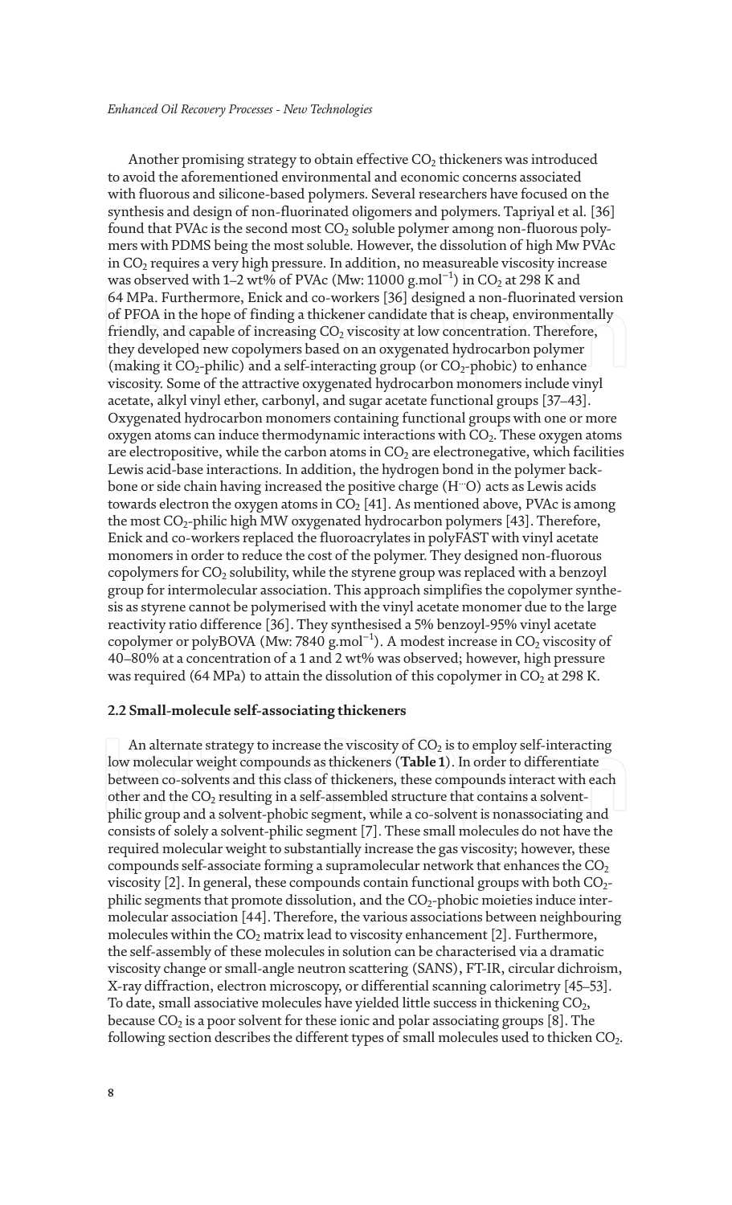Another promising strategy to obtain effective $CO_2$ thickeners was introduced to avoid the aforementioned environmental and economic concerns associated with fluorous and silicone-based polymers. Several researchers have focused on the synthesis and design of non-fluorinated oligomers and polymers. Tapriyal et al. [36] found that PVAc is the second most $CO_2$ soluble polymer among non-fluorous polymers with PDMS being the most soluble. However, the dissolution of high Mw PVAc in $CO_2$ requires a very high pressure. In addition, no measureable viscosity increase was observed with 1–2 wt% of PVAc (Mw: 11000 g.mol$^{-1}$) in $CO_2$ at 298 K and 64 MPa. Furthermore, Enick and co-workers [36] designed a non-fluorinated version of PFOA in the hope of finding a thickener candidate that is cheap, environmentally friendly, and capable of increasing $CO_2$ viscosity at low concentration. Therefore, they developed new copolymers based on an oxygenated hydrocarbon polymer (making it $CO_2$-philic) and a self-interacting group (or $CO_2$-phobic) to enhance viscosity. Some of the attractive oxygenated hydrocarbon monomers include vinyl acetate, alkyl vinyl ether, carbonyl, and sugar acetate functional groups [37–43]. Oxygenated hydrocarbon monomers containing functional groups with one or more oxygen atoms can induce thermodynamic interactions with $CO_2$. These oxygen atoms are electropositive, while the carbon atoms in $CO_2$ are electronegative, which facilities Lewis acid-base interactions. In addition, the hydrogen bond in the polymer backbone or side chain having increased the positive charge (H⋯O) acts as Lewis acids towards electron the oxygen atoms in $CO_2$ [41]. As mentioned above, PVAc is among the most $CO_2$-philic high MW oxygenated hydrocarbon polymers [43]. Therefore, Enick and co-workers replaced the fluoroacrylates in polyFAST with vinyl acetate monomers in order to reduce the cost of the polymer. They designed non-fluorous copolymers for $CO_2$ solubility, while the styrene group was replaced with a benzoyl group for intermolecular association. This approach simplifies the copolymer synthesis as styrene cannot be polymerised with the vinyl acetate monomer due to the large reactivity ratio difference [36]. They synthesised a 5% benzoyl-95% vinyl acetate copolymer or polyBOVA (Mw: 7840 g.mol$^{-1}$). A modest increase in $CO_2$ viscosity of 40–80% at a concentration of a 1 and 2 wt% was observed; however, high pressure was required (64 MPa) to attain the dissolution of this copolymer in $CO_2$ at 298 K.

## 2.2 Small-molecule self-associating thickeners

An alternate strategy to increase the viscosity of $CO_2$ is to employ self-interacting low molecular weight compounds as thickeners (**Table 1**). In order to differentiate between co-solvents and this class of thickeners, these compounds interact with each other and the $CO_2$ resulting in a self-assembled structure that contains a solvent-philic group and a solvent-phobic segment, while a co-solvent is nonassociating and consists of solely a solvent-philic segment [7]. These small molecules do not have the required molecular weight to substantially increase the gas viscosity; however, these compounds self-associate forming a supramolecular network that enhances the $CO_2$ viscosity [2]. In general, these compounds contain functional groups with both $CO_2$-philic segments that promote dissolution, and the $CO_2$-phobic moieties induce intermolecular association [44]. Therefore, the various associations between neighbouring molecules within the $CO_2$ matrix lead to viscosity enhancement [2]. Furthermore, the self-assembly of these molecules in solution can be characterised via a dramatic viscosity change or small-angle neutron scattering (SANS), FT-IR, circular dichroism, X-ray diffraction, electron microscopy, or differential scanning calorimetry [45–53]. To date, small associative molecules have yielded little success in thickening $CO_2$, because $CO_2$ is a poor solvent for these ionic and polar associating groups [8]. The following section describes the different types of small molecules used to thicken $CO_2$.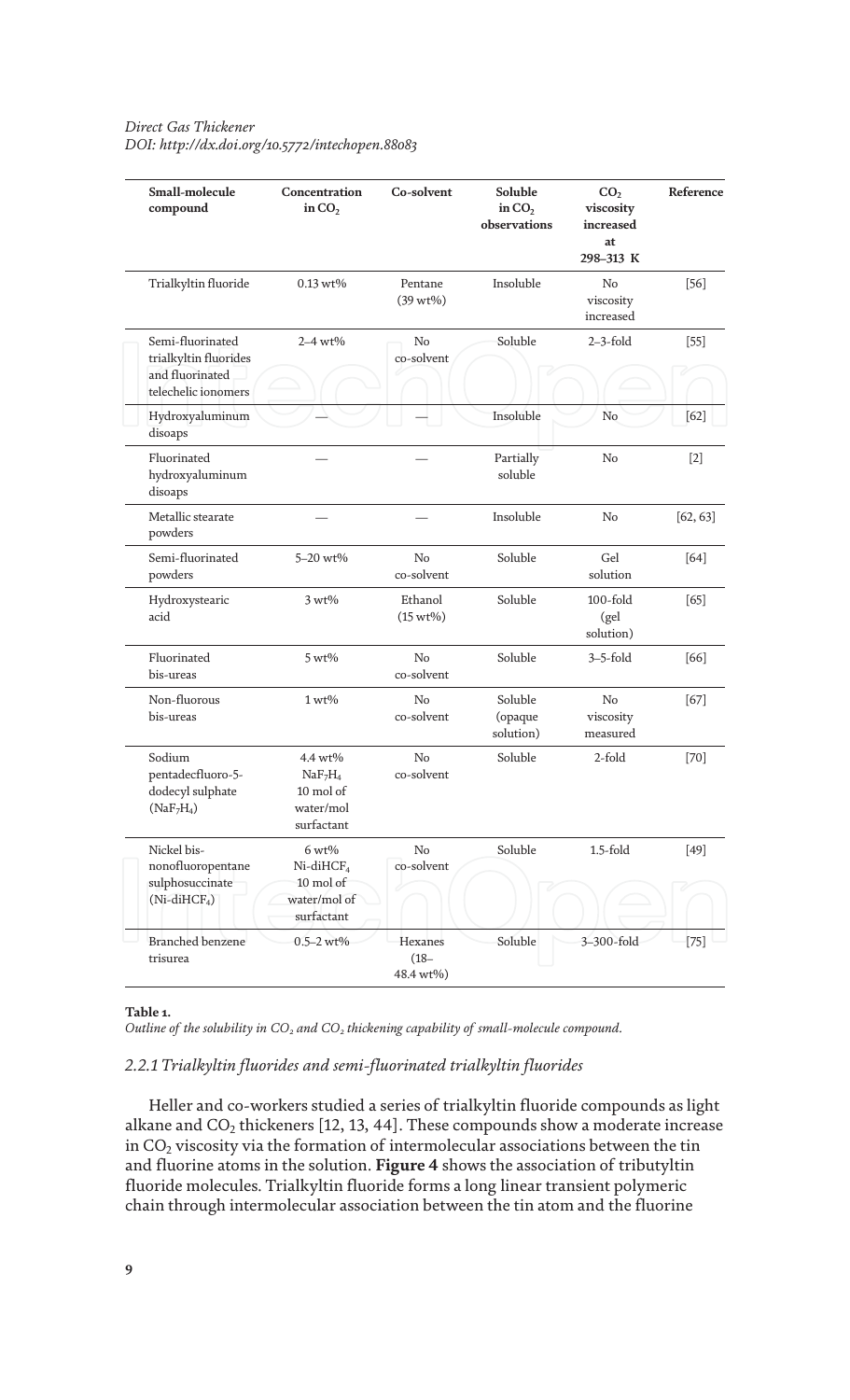| Small-molecule compound | Concentration in $CO_2$ | Co-solvent | Soluble in $CO_2$ observations | $CO_2$ viscosity increased at 298–313 K | Reference |
|---|---|---|---|---|---|
| Trialkyltin fluoride | 0.13 wt% | Pentane (39 wt%) | Insoluble | No viscosity increased | [56] |
| Semi-fluorinated trialkyltin fluorides and fluorinated telechelic ionomers | 2–4 wt% | No co-solvent | Soluble | 2–3-fold | [55] |
| Hydroxyaluminum disoaps | — | — | Insoluble | No | [62] |
| Fluorinated hydroxyaluminum disoaps | — | — | Partially soluble | No | [2] |
| Metallic stearate powders | — | — | Insoluble | No | [62, 63] |
| Semi-fluorinated powders | 5–20 wt% | No co-solvent | Soluble | Gel solution | [64] |
| Hydroxystearic acid | 3 wt% | Ethanol (15 wt%) | Soluble | 100-fold (gel solution) | [65] |
| Fluorinated bis-ureas | 5 wt% | No co-solvent | Soluble | 3–5-fold | [66] |
| Non-fluorous bis-ureas | 1 wt% | No co-solvent | Soluble (opaque solution) | No viscosity measured | [67] |
| Sodium pentadecfluoro-5-dodecyl sulphate ($NaF_7H_4$) | 4.4 wt% $NaF_7H_4$ 10 mol of water/mol surfactant | No co-solvent | Soluble | 2-fold | [70] |
| Nickel bis-nonofluoropentane sulphosuccinate (Ni-di$HCF_4$) | 6 wt% Ni-di$HCF_4$ 10 mol of water/mol of surfactant | No co-solvent | Soluble | 1.5-fold | [49] |
| Branched benzene trisurea | 0.5–2 wt% | Hexanes (18–48.4 wt%) | Soluble | 3–300-fold | [75] |

**Table 1.**

*Outline of the solubility in $CO_2$ and $CO_2$ thickening capability of small-molecule compound.*

### 2.2.1 Trialkyltin fluorides and semi-fluorinated trialkyltin fluorides

Heller and co-workers studied a series of trialkyltin fluoride compounds as light alkane and $CO_2$ thickeners [12, 13, 44]. These compounds show a moderate increase in $CO_2$ viscosity via the formation of intermolecular associations between the tin and fluorine atoms in the solution. **Figure 4** shows the association of tributyltin fluoride molecules. Trialkyltin fluoride forms a long linear transient polymeric chain through intermolecular association between the tin atom and the fluorine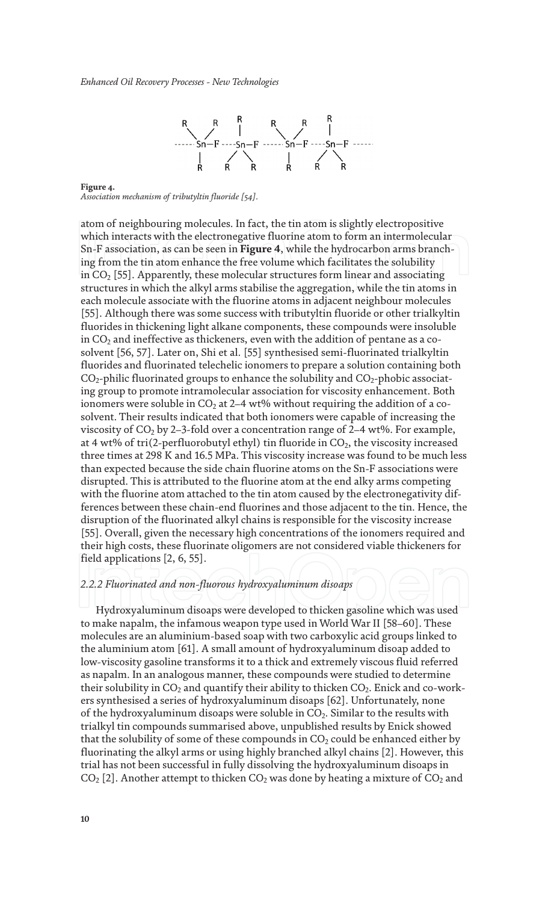**Figure 4.**
*Association mechanism of tributyltin fluoride [54].*

atom of neighbouring molecules. In fact, the tin atom is slightly electropositive which interacts with the electronegative fluorine atom to form an intermolecular Sn-F association, as can be seen in **Figure 4**, while the hydrocarbon arms branching from the tin atom enhance the free volume which facilitates the solubility in $CO_2$ [55]. Apparently, these molecular structures form linear and associating structures in which the alkyl arms stabilise the aggregation, while the tin atoms in each molecule associate with the fluorine atoms in adjacent neighbour molecules [55]. Although there was some success with tributyltin fluoride or other trialkyltin fluorides in thickening light alkane components, these compounds were insoluble in $CO_2$ and ineffective as thickeners, even with the addition of pentane as a co-solvent [56, 57]. Later on, Shi et al. [55] synthesised semi-fluorinated trialkyltin fluorides and fluorinated telechelic ionomers to prepare a solution containing both $CO_2$-philic fluorinated groups to enhance the solubility and $CO_2$-phobic associating group to promote intramolecular association for viscosity enhancement. Both ionomers were soluble in $CO_2$ at 2–4 wt% without requiring the addition of a co-solvent. Their results indicated that both ionomers were capable of increasing the viscosity of $CO_2$ by 2–3-fold over a concentration range of 2–4 wt%. For example, at 4 wt% of tri(2-perfluorobutyl ethyl) tin fluoride in $CO_2$, the viscosity increased three times at 298 K and 16.5 MPa. This viscosity increase was found to be much less than expected because the side chain fluorine atoms on the Sn-F associations were disrupted. This is attributed to the fluorine atom at the end alky arms competing with the fluorine atom attached to the tin atom caused by the electronegativity differences between these chain-end fluorines and those adjacent to the tin. Hence, the disruption of the fluorinated alkyl chains is responsible for the viscosity increase [55]. Overall, given the necessary high concentrations of the ionomers required and their high costs, these fluorinate oligomers are not considered viable thickeners for field applications [2, 6, 55].

#### *2.2.2 Fluorinated and non-fluorous hydroxyaluminum disoaps*

Hydroxyaluminum disoaps were developed to thicken gasoline which was used to make napalm, the infamous weapon type used in World War II [58–60]. These molecules are an aluminium-based soap with two carboxylic acid groups linked to the aluminium atom [61]. A small amount of hydroxyaluminum disoap added to low-viscosity gasoline transforms it to a thick and extremely viscous fluid referred as napalm. In an analogous manner, these compounds were studied to determine their solubility in $CO_2$ and quantify their ability to thicken $CO_2$. Enick and co-workers synthesised a series of hydroxyaluminum disoaps [62]. Unfortunately, none of the hydroxyaluminum disoaps were soluble in $CO_2$. Similar to the results with trialkyl tin compounds summarised above, unpublished results by Enick showed that the solubility of some of these compounds in $CO_2$ could be enhanced either by fluorinating the alkyl arms or using highly branched alkyl chains [2]. However, this trial has not been successful in fully dissolving the hydroxyaluminum disoaps in $CO_2$ [2]. Another attempt to thicken $CO_2$ was done by heating a mixture of $CO_2$ and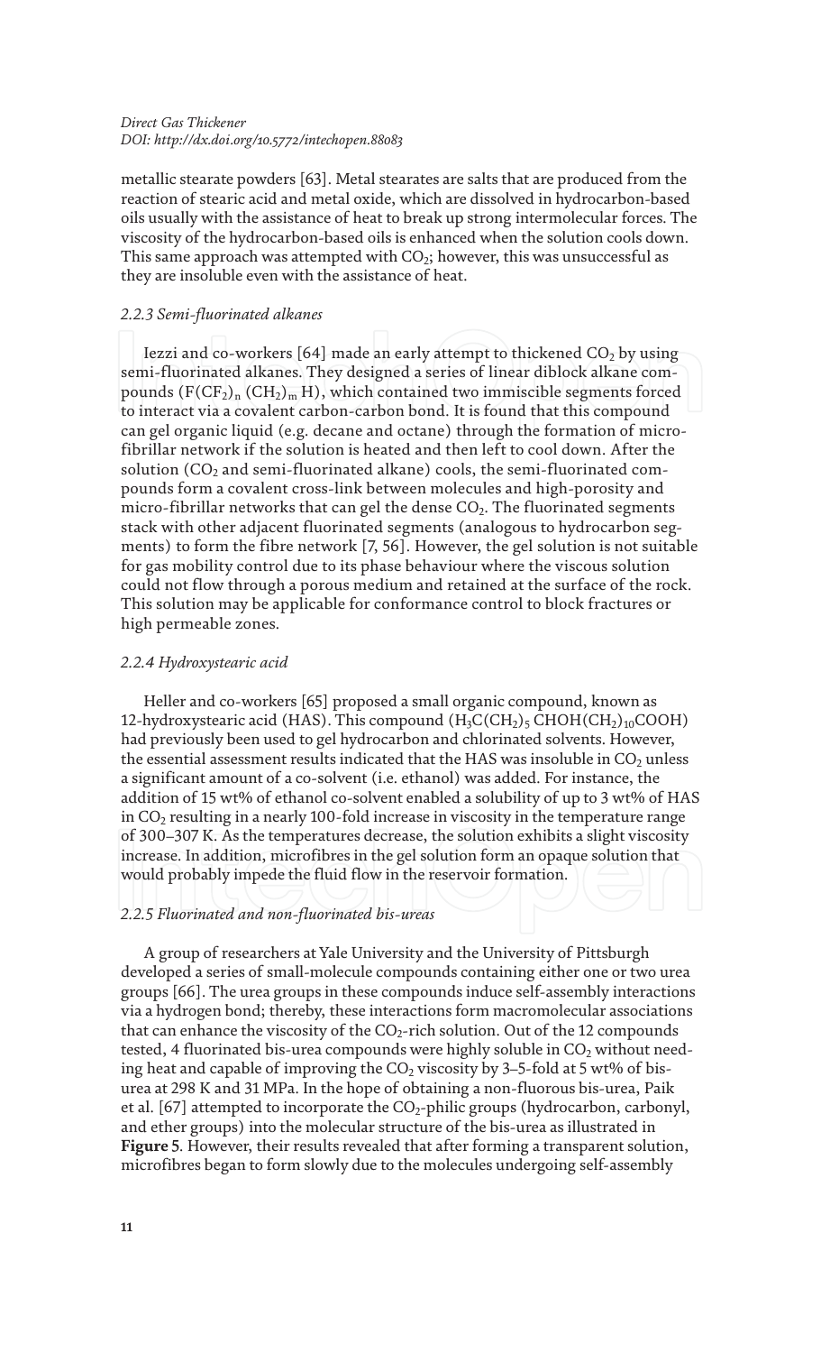metallic stearate powders [63]. Metal stearates are salts that are produced from the reaction of stearic acid and metal oxide, which are dissolved in hydrocarbon-based oils usually with the assistance of heat to break up strong intermolecular forces. The viscosity of the hydrocarbon-based oils is enhanced when the solution cools down. This same approach was attempted with $CO_2$; however, this was unsuccessful as they are insoluble even with the assistance of heat.

### *2.2.3 Semi-fluorinated alkanes*

Iezzi and co-workers [64] made an early attempt to thickened $CO_2$ by using semi-fluorinated alkanes. They designed a series of linear diblock alkane compounds ($F(CF_2)_n(CH_2)_mH$), which contained two immiscible segments forced to interact via a covalent carbon-carbon bond. It is found that this compound can gel organic liquid (e.g. decane and octane) through the formation of micro-fibrillar network if the solution is heated and then left to cool down. After the solution ($CO_2$ and semi-fluorinated alkane) cools, the semi-fluorinated compounds form a covalent cross-link between molecules and high-porosity and micro-fibrillar networks that can gel the dense $CO_2$. The fluorinated segments stack with other adjacent fluorinated segments (analogous to hydrocarbon segments) to form the fibre network [7, 56]. However, the gel solution is not suitable for gas mobility control due to its phase behaviour where the viscous solution could not flow through a porous medium and retained at the surface of the rock. This solution may be applicable for conformance control to block fractures or high permeable zones.

### *2.2.4 Hydroxystearic acid*

Heller and co-workers [65] proposed a small organic compound, known as 12-hydroxystearic acid (HAS). This compound ($H_3C(CH_2)_5CHOH(CH_2)_{10}COOH$) had previously been used to gel hydrocarbon and chlorinated solvents. However, the essential assessment results indicated that the HAS was insoluble in $CO_2$ unless a significant amount of a co-solvent (i.e. ethanol) was added. For instance, the addition of 15 wt% of ethanol co-solvent enabled a solubility of up to 3 wt% of HAS in $CO_2$ resulting in a nearly 100-fold increase in viscosity in the temperature range of 300–307 K. As the temperatures decrease, the solution exhibits a slight viscosity increase. In addition, microfibres in the gel solution form an opaque solution that would probably impede the fluid flow in the reservoir formation.

### *2.2.5 Fluorinated and non-fluorinated bis-ureas*

A group of researchers at Yale University and the University of Pittsburgh developed a series of small-molecule compounds containing either one or two urea groups [66]. The urea groups in these compounds induce self-assembly interactions via a hydrogen bond; thereby, these interactions form macromolecular associations that can enhance the viscosity of the $CO_2$-rich solution. Out of the 12 compounds tested, 4 fluorinated bis-urea compounds were highly soluble in $CO_2$ without needing heat and capable of improving the $CO_2$ viscosity by 3–5-fold at 5 wt% of bis-urea at 298 K and 31 MPa. In the hope of obtaining a non-fluorous bis-urea, Paik et al. [67] attempted to incorporate the $CO_2$-philic groups (hydrocarbon, carbonyl, and ether groups) into the molecular structure of the bis-urea as illustrated in **Figure 5**. However, their results revealed that after forming a transparent solution, microfibres began to form slowly due to the molecules undergoing self-assembly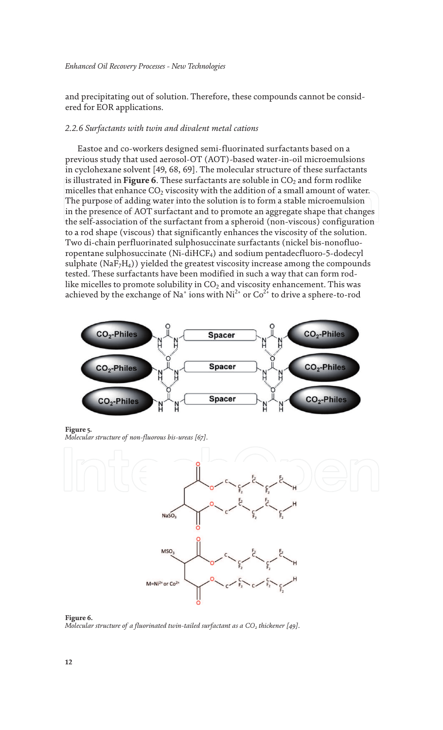and precipitating out of solution. Therefore, these compounds cannot be considered for EOR applications.

### *2.2.6 Surfactants with twin and divalent metal cations*

Eastoe and co-workers designed semi-fluorinated surfactants based on a previous study that used aerosol-OT (AOT)-based water-in-oil microemulsions in cyclohexane solvent [49, 68, 69]. The molecular structure of these surfactants is illustrated in **Figure 6**. These surfactants are soluble in $CO_2$ and form rodlike micelles that enhance $CO_2$ viscosity with the addition of a small amount of water. The purpose of adding water into the solution is to form a stable microemulsion in the presence of AOT surfactant and to promote an aggregate shape that changes the self-association of the surfactant from a spheroid (non-viscous) configuration to a rod shape (viscous) that significantly enhances the viscosity of the solution. Two di-chain perfluorinated sulphosuccinate surfactants (nickel bis-nonofluoropentane sulphosuccinate (Ni-diHCF$_4$) and sodium pentadecfluoro-5-dodecyl sulphate (NaF$_7$H$_4$)) yielded the greatest viscosity increase among the compounds tested. These surfactants have been modified in such a way that can form rod-like micelles to promote solubility in $CO_2$ and viscosity enhancement. This was achieved by the exchange of $Na^+$ ions with $Ni^{2+}$ or $Co^{2+}$ to drive a sphere-to-rod

**Figure 5.**
*Molecular structure of non-fluorous bis-ureas [67].*

**Figure 6.**
*Molecular structure of a fluorinated twin-tailed surfactant as a $CO_2$ thickener [49].*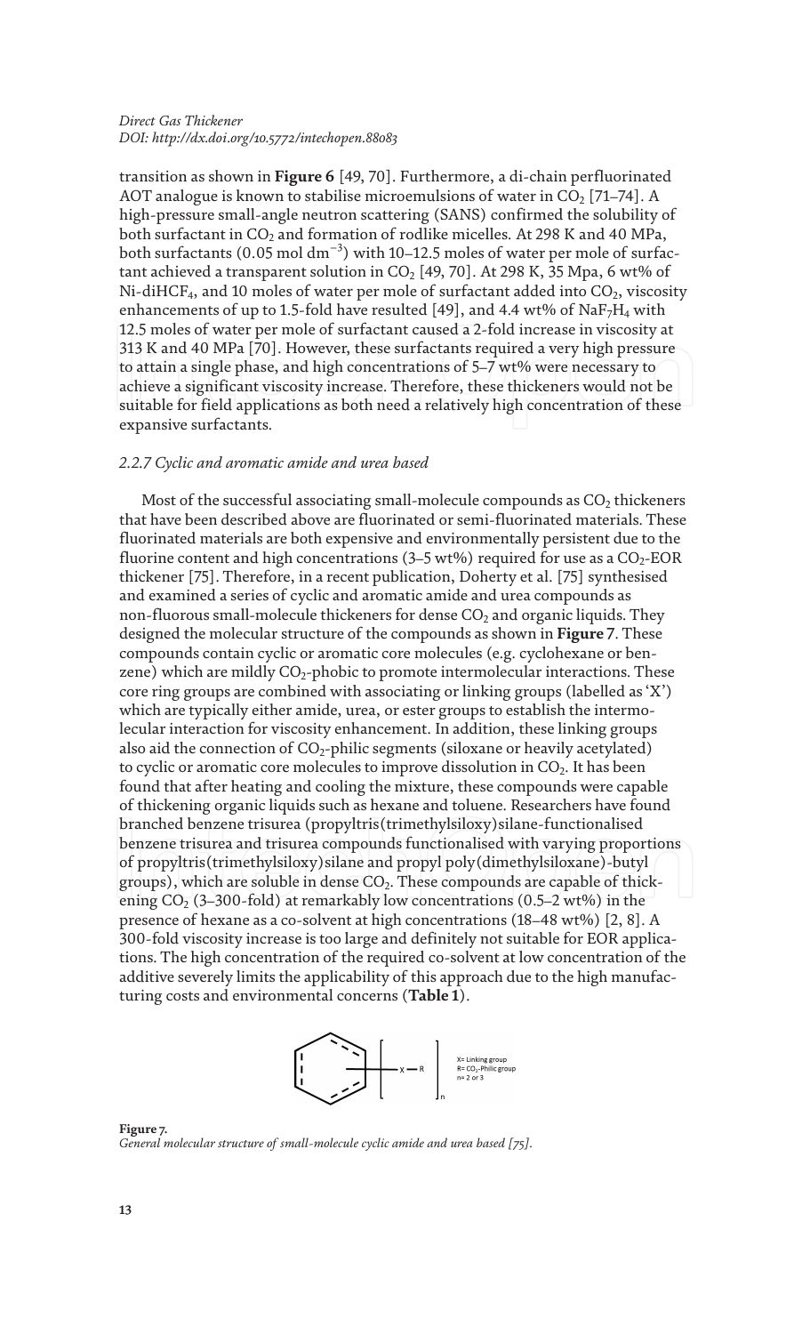transition as shown in **Figure 6** [49, 70]. Furthermore, a di-chain perfluorinated AOT analogue is known to stabilise microemulsions of water in $CO_2$ [71–74]. A high-pressure small-angle neutron scattering (SANS) confirmed the solubility of both surfactant in $CO_2$ and formation of rodlike micelles. At 298 K and 40 MPa, both surfactants (0.05 mol $dm^{-3}$) with 10–12.5 moles of water per mole of surfactant achieved a transparent solution in $CO_2$ [49, 70]. At 298 K, 35 Mpa, 6 wt% of Ni-di$HCF_4$, and 10 moles of water per mole of surfactant added into $CO_2$, viscosity enhancements of up to 1.5-fold have resulted [49], and 4.4 wt% of $NaF_7H_4$ with 12.5 moles of water per mole of surfactant caused a 2-fold increase in viscosity at 313 K and 40 MPa [70]. However, these surfactants required a very high pressure to attain a single phase, and high concentrations of 5–7 wt% were necessary to achieve a significant viscosity increase. Therefore, these thickeners would not be suitable for field applications as both need a relatively high concentration of these expansive surfactants.

### *2.2.7 Cyclic and aromatic amide and urea based*

Most of the successful associating small-molecule compounds as $CO_2$ thickeners that have been described above are fluorinated or semi-fluorinated materials. These fluorinated materials are both expensive and environmentally persistent due to the fluorine content and high concentrations (3–5 wt%) required for use as a $CO_2$-EOR thickener [75]. Therefore, in a recent publication, Doherty et al. [75] synthesised and examined a series of cyclic and aromatic amide and urea compounds as non-fluorous small-molecule thickeners for dense $CO_2$ and organic liquids. They designed the molecular structure of the compounds as shown in **Figure 7**. These compounds contain cyclic or aromatic core molecules (e.g. cyclohexane or benzene) which are mildly $CO_2$-phobic to promote intermolecular interactions. These core ring groups are combined with associating or linking groups (labelled as 'X') which are typically either amide, urea, or ester groups to establish the intermolecular interaction for viscosity enhancement. In addition, these linking groups also aid the connection of $CO_2$-philic segments (siloxane or heavily acetylated) to cyclic or aromatic core molecules to improve dissolution in $CO_2$. It has been found that after heating and cooling the mixture, these compounds were capable of thickening organic liquids such as hexane and toluene. Researchers have found branched benzene trisurea (propyltris(trimethylsiloxy)silane-functionalised benzene trisurea and trisurea compounds functionalised with varying proportions of propyltris(trimethylsiloxy)silane and propyl poly(dimethylsiloxane)-butyl groups), which are soluble in dense $CO_2$. These compounds are capable of thickening $CO_2$ (3–300-fold) at remarkably low concentrations (0.5–2 wt%) in the presence of hexane as a co-solvent at high concentrations (18–48 wt%) [2, 8]. A 300-fold viscosity increase is too large and definitely not suitable for EOR applications. The high concentration of the required co-solvent at low concentration of the additive severely limits the applicability of this approach due to the high manufacturing costs and environmental concerns (**Table 1**).

X= Linking group
R= $CO_2$-Philic group
n= 2 or 3

**Figure 7.**
*General molecular structure of small-molecule cyclic amide and urea based [75].*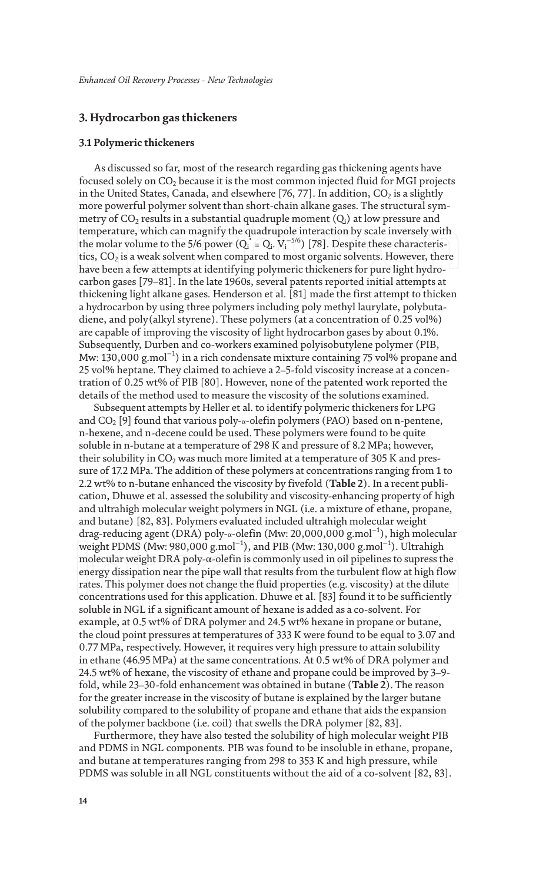## 3. Hydrocarbon gas thickeners

### 3.1 Polymeric thickeners

As discussed so far, most of the research regarding gas thickening agents have focused solely on $CO_2$ because it is the most common injected fluid for MGI projects in the United States, Canada, and elsewhere [76, 77]. In addition, $CO_2$ is a slightly more powerful polymer solvent than short-chain alkane gases. The structural symmetry of $CO_2$ results in a substantial quadruple moment ($Q_i$) at low pressure and temperature, which can magnify the quadrupole interaction by scale inversely with the molar volume to the 5/6 power ($Q_i^* = Q_i. V_i^{-5/6}$) [78]. Despite these characteristics, $CO_2$ is a weak solvent when compared to most organic solvents. However, there have been a few attempts at identifying polymeric thickeners for pure light hydrocarbon gases [79–81]. In the late 1960s, several patents reported initial attempts at thickening light alkane gases. Henderson et al. [81] made the first attempt to thicken a hydrocarbon by using three polymers including poly methyl laurylate, polybutadiene, and poly(alkyl styrene). These polymers (at a concentration of 0.25 vol%) are capable of improving the viscosity of light hydrocarbon gases by about 0.1%. Subsequently, Durben and co-workers examined polyisobutylene polymer (PIB, Mw: 130,000 g.mol$^{-1}$) in a rich condensate mixture containing 75 vol% propane and 25 vol% heptane. They claimed to achieve a 2–5-fold viscosity increase at a concentration of 0.25 wt% of PIB [80]. However, none of the patented work reported the details of the method used to measure the viscosity of the solutions examined.

Subsequent attempts by Heller et al. to identify polymeric thickeners for LPG and $CO_2$ [9] found that various poly-$\alpha$-olefin polymers (PAO) based on n-pentene, n-hexene, and n-decene could be used. These polymers were found to be quite soluble in n-butane at a temperature of 298 K and pressure of 8.2 MPa; however, their solubility in $CO_2$ was much more limited at a temperature of 305 K and pressure of 17.2 MPa. The addition of these polymers at concentrations ranging from 1 to 2.2 wt% to n-butane enhanced the viscosity by fivefold (**Table 2**). In a recent publication, Dhuwe et al. assessed the solubility and viscosity-enhancing property of high and ultrahigh molecular weight polymers in NGL (i.e. a mixture of ethane, propane, and butane) [82, 83]. Polymers evaluated included ultrahigh molecular weight drag-reducing agent (DRA) poly-$\alpha$-olefin (Mw: 20,000,000 g.mol$^{-1}$), high molecular weight PDMS (Mw: 980,000 g.mol$^{-1}$), and PIB (Mw: 130,000 g.mol$^{-1}$). Ultrahigh molecular weight DRA poly-$\alpha$-olefin is commonly used in oil pipelines to supress the energy dissipation near the pipe wall that results from the turbulent flow at high flow rates. This polymer does not change the fluid properties (e.g. viscosity) at the dilute concentrations used for this application. Dhuwe et al. [83] found it to be sufficiently soluble in NGL if a significant amount of hexane is added as a co-solvent. For example, at 0.5 wt% of DRA polymer and 24.5 wt% hexane in propane or butane, the cloud point pressures at temperatures of 333 K were found to be equal to 3.07 and 0.77 MPa, respectively. However, it requires very high pressure to attain solubility in ethane (46.95 MPa) at the same concentrations. At 0.5 wt% of DRA polymer and 24.5 wt% of hexane, the viscosity of ethane and propane could be improved by 3–9-fold, while 23–30-fold enhancement was obtained in butane (**Table 2**). The reason for the greater increase in the viscosity of butane is explained by the larger butane solubility compared to the solubility of propane and ethane that aids the expansion of the polymer backbone (i.e. coil) that swells the DRA polymer [82, 83].

Furthermore, they have also tested the solubility of high molecular weight PIB and PDMS in NGL components. PIB was found to be insoluble in ethane, propane, and butane at temperatures ranging from 298 to 353 K and high pressure, while PDMS was soluble in all NGL constituents without the aid of a co-solvent [82, 83].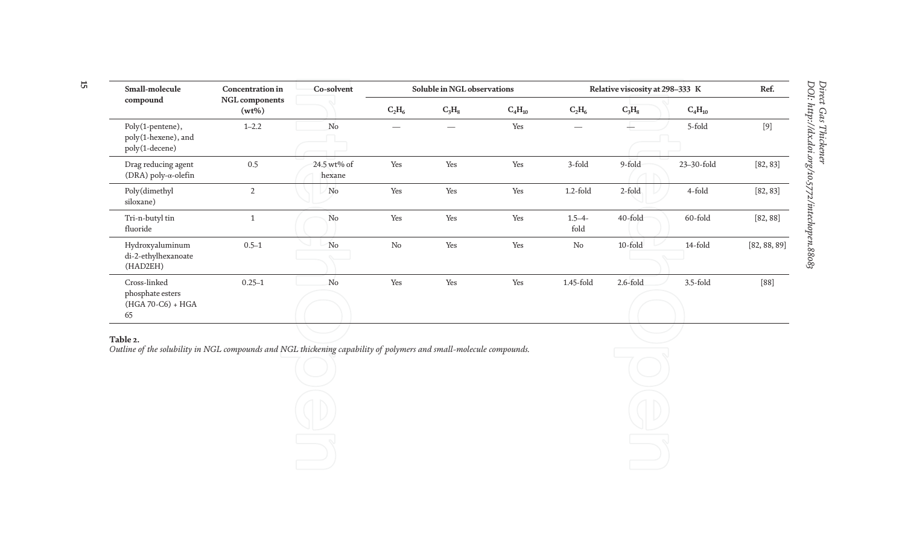| Small-molecule compound | Concentration in NGL components (wt%) | Co-solvent | Soluble in NGL observations | | | Relative viscosity at 298–333 K | | | Ref. |
|---|---|---|---|---|---|---|---|---|---|
| | | | $C_2H_6$ | $C_3H_8$ | $C_4H_{10}$ | $C_2H_6$ | $C_3H_8$ | $C_4H_{10}$ | |
| Poly(1-pentene), poly(1-hexene), and poly(1-decene) | 1–2.2 | No | — | — | Yes | — | — | 5-fold | [9] |
| Drag reducing agent (DRA) poly-α-olefin | 0.5 | 24.5 wt% of hexane | Yes | Yes | Yes | 3-fold | 9-fold | 23–30-fold | [82, 83] |
| Poly(dimethyl siloxane) | 2 | No | Yes | Yes | Yes | 1.2-fold | 2-fold | 4-fold | [82, 83] |
| Tri-n-butyl tin fluoride | 1 | No | Yes | Yes | Yes | 1.5–4-fold | 40-fold | 60-fold | [82, 88] |
| Hydroxyaluminum di-2-ethylhexanoate (HAD2EH) | 0.5–1 | No | No | Yes | Yes | No | 10-fold | 14-fold | [82, 88, 89] |
| Cross-linked phosphate esters (HGA 70-C6) + HGA 65 | 0.25–1 | No | Yes | Yes | Yes | 1.45-fold | 2.6-fold | 3.5-fold | [88] |

**Table 2.**
*Outline of the solubility in NGL compounds and NGL thickening capability of polymers and small-molecule compounds.*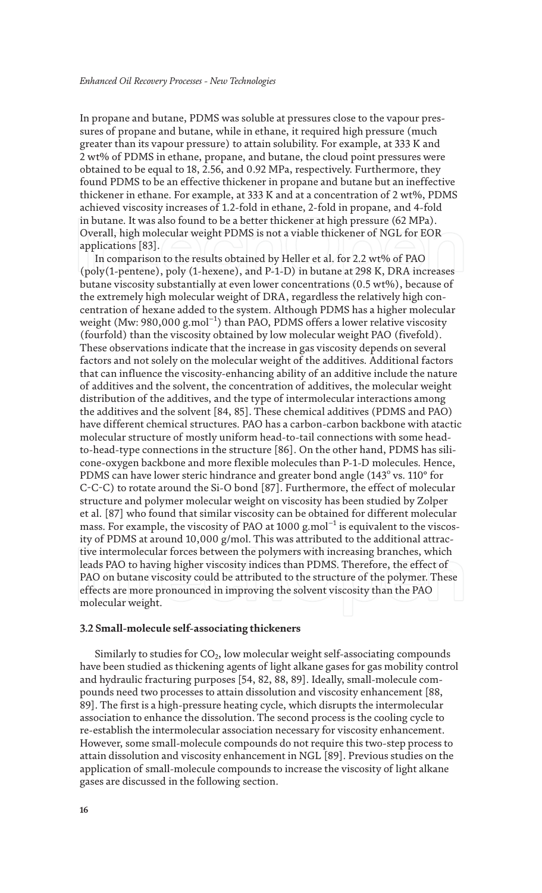In propane and butane, PDMS was soluble at pressures close to the vapour pressures of propane and butane, while in ethane, it required high pressure (much greater than its vapour pressure) to attain solubility. For example, at 333 K and 2 wt% of PDMS in ethane, propane, and butane, the cloud point pressures were obtained to be equal to 18, 2.56, and 0.92 MPa, respectively. Furthermore, they found PDMS to be an effective thickener in propane and butane but an ineffective thickener in ethane. For example, at 333 K and at a concentration of 2 wt%, PDMS achieved viscosity increases of 1.2-fold in ethane, 2-fold in propane, and 4-fold in butane. It was also found to be a better thickener at high pressure (62 MPa). Overall, high molecular weight PDMS is not a viable thickener of NGL for EOR applications [83].

In comparison to the results obtained by Heller et al. for 2.2 wt% of PAO (poly(1-pentene), poly (1-hexene), and P-1-D) in butane at 298 K, DRA increases butane viscosity substantially at even lower concentrations (0.5 wt%), because of the extremely high molecular weight of DRA, regardless the relatively high concentration of hexane added to the system. Although PDMS has a higher molecular weight (Mw: 980,000 $g.mol^{-1}$) than PAO, PDMS offers a lower relative viscosity (fourfold) than the viscosity obtained by low molecular weight PAO (fivefold). These observations indicate that the increase in gas viscosity depends on several factors and not solely on the molecular weight of the additives. Additional factors that can influence the viscosity-enhancing ability of an additive include the nature of additives and the solvent, the concentration of additives, the molecular weight distribution of the additives, and the type of intermolecular interactions among the additives and the solvent [84, 85]. These chemical additives (PDMS and PAO) have different chemical structures. PAO has a carbon-carbon backbone with atactic molecular structure of mostly uniform head-to-tail connections with some head-to-head-type connections in the structure [86]. On the other hand, PDMS has silicone-oxygen backbone and more flexible molecules than P-1-D molecules. Hence, PDMS can have lower steric hindrance and greater bond angle (143° vs. 110° for C-C-C) to rotate around the Si-O bond [87]. Furthermore, the effect of molecular structure and polymer molecular weight on viscosity has been studied by Zolper et al. [87] who found that similar viscosity can be obtained for different molecular mass. For example, the viscosity of PAO at 1000 $g.mol^{-1}$ is equivalent to the viscosity of PDMS at around 10,000 g/mol. This was attributed to the additional attractive intermolecular forces between the polymers with increasing branches, which leads PAO to having higher viscosity indices than PDMS. Therefore, the effect of PAO on butane viscosity could be attributed to the structure of the polymer. These effects are more pronounced in improving the solvent viscosity than the PAO molecular weight.

### 3.2 Small-molecule self-associating thickeners

Similarly to studies for $CO_2$, low molecular weight self-associating compounds have been studied as thickening agents of light alkane gases for gas mobility control and hydraulic fracturing purposes [54, 82, 88, 89]. Ideally, small-molecule compounds need two processes to attain dissolution and viscosity enhancement [88, 89]. The first is a high-pressure heating cycle, which disrupts the intermolecular association to enhance the dissolution. The second process is the cooling cycle to re-establish the intermolecular association necessary for viscosity enhancement. However, some small-molecule compounds do not require this two-step process to attain dissolution and viscosity enhancement in NGL [89]. Previous studies on the application of small-molecule compounds to increase the viscosity of light alkane gases are discussed in the following section.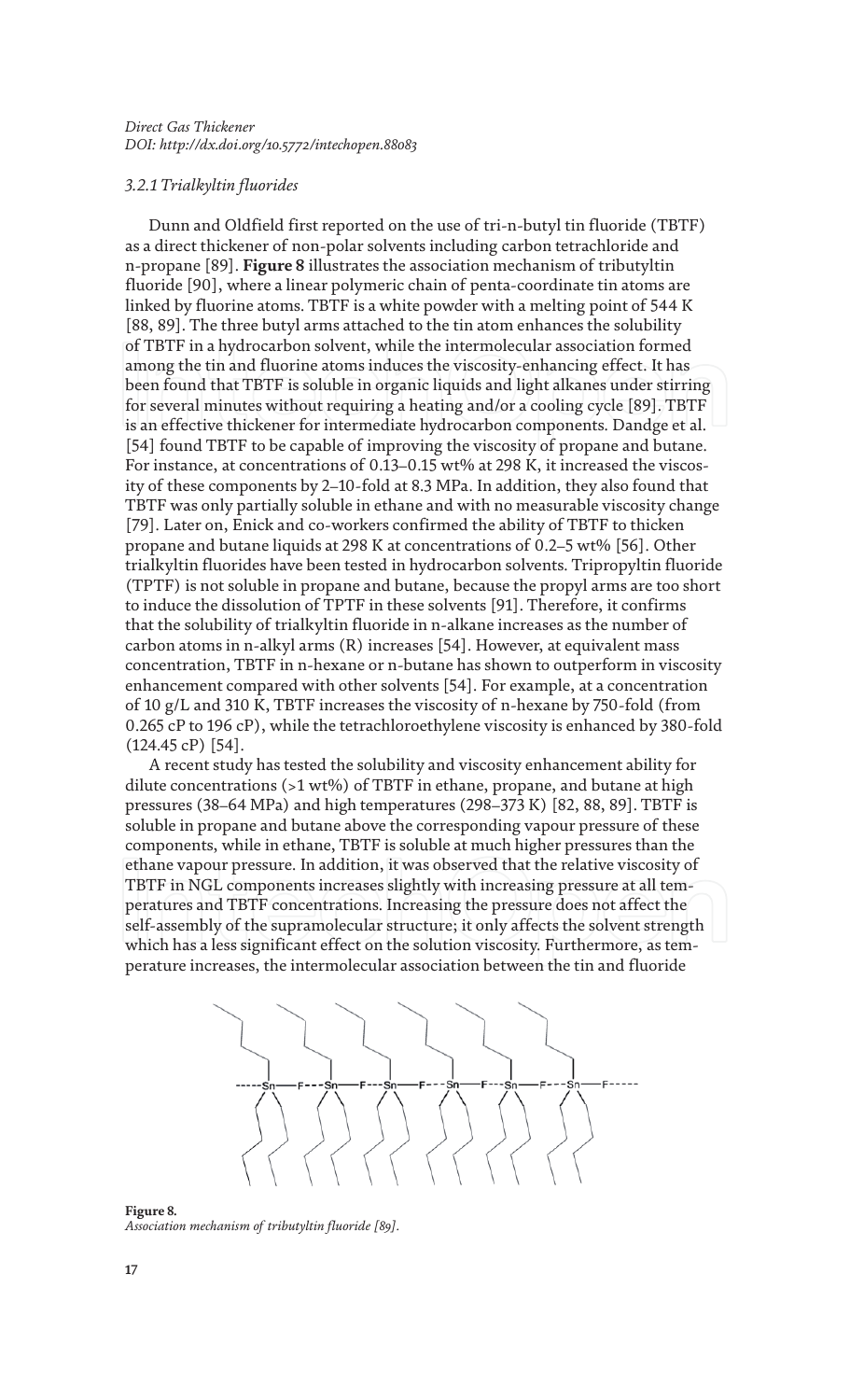### *3.2.1 Trialkyltin fluorides*

Dunn and Oldfield first reported on the use of tri-n-butyl tin fluoride (TBTF) as a direct thickener of non-polar solvents including carbon tetrachloride and n-propane [89]. **Figure 8** illustrates the association mechanism of tributyltin fluoride [90], where a linear polymeric chain of penta-coordinate tin atoms are linked by fluorine atoms. TBTF is a white powder with a melting point of 544 K [88, 89]. The three butyl arms attached to the tin atom enhances the solubility of TBTF in a hydrocarbon solvent, while the intermolecular association formed among the tin and fluorine atoms induces the viscosity-enhancing effect. It has been found that TBTF is soluble in organic liquids and light alkanes under stirring for several minutes without requiring a heating and/or a cooling cycle [89]. TBTF is an effective thickener for intermediate hydrocarbon components. Dandge et al. [54] found TBTF to be capable of improving the viscosity of propane and butane. For instance, at concentrations of 0.13–0.15 wt% at 298 K, it increased the viscosity of these components by 2–10-fold at 8.3 MPa. In addition, they also found that TBTF was only partially soluble in ethane and with no measurable viscosity change [79]. Later on, Enick and co-workers confirmed the ability of TBTF to thicken propane and butane liquids at 298 K at concentrations of 0.2–5 wt% [56]. Other trialkyltin fluorides have been tested in hydrocarbon solvents. Tripropyltin fluoride (TPTF) is not soluble in propane and butane, because the propyl arms are too short to induce the dissolution of TPTF in these solvents [91]. Therefore, it confirms that the solubility of trialkyltin fluoride in n-alkane increases as the number of carbon atoms in n-alkyl arms (R) increases [54]. However, at equivalent mass concentration, TBTF in n-hexane or n-butane has shown to outperform in viscosity enhancement compared with other solvents [54]. For example, at a concentration of 10 g/L and 310 K, TBTF increases the viscosity of n-hexane by 750-fold (from 0.265 cP to 196 cP), while the tetrachloroethylene viscosity is enhanced by 380-fold (124.45 cP) [54].

A recent study has tested the solubility and viscosity enhancement ability for dilute concentrations (>1 wt%) of TBTF in ethane, propane, and butane at high pressures (38–64 MPa) and high temperatures (298–373 K) [82, 88, 89]. TBTF is soluble in propane and butane above the corresponding vapour pressure of these components, while in ethane, TBTF is soluble at much higher pressures than the ethane vapour pressure. In addition, it was observed that the relative viscosity of TBTF in NGL components increases slightly with increasing pressure at all temperatures and TBTF concentrations. Increasing the pressure does not affect the self-assembly of the supramolecular structure; it only affects the solvent strength which has a less significant effect on the solution viscosity. Furthermore, as temperature increases, the intermolecular association between the tin and fluoride

**Figure 8.**
*Association mechanism of tributyltin fluoride [89].*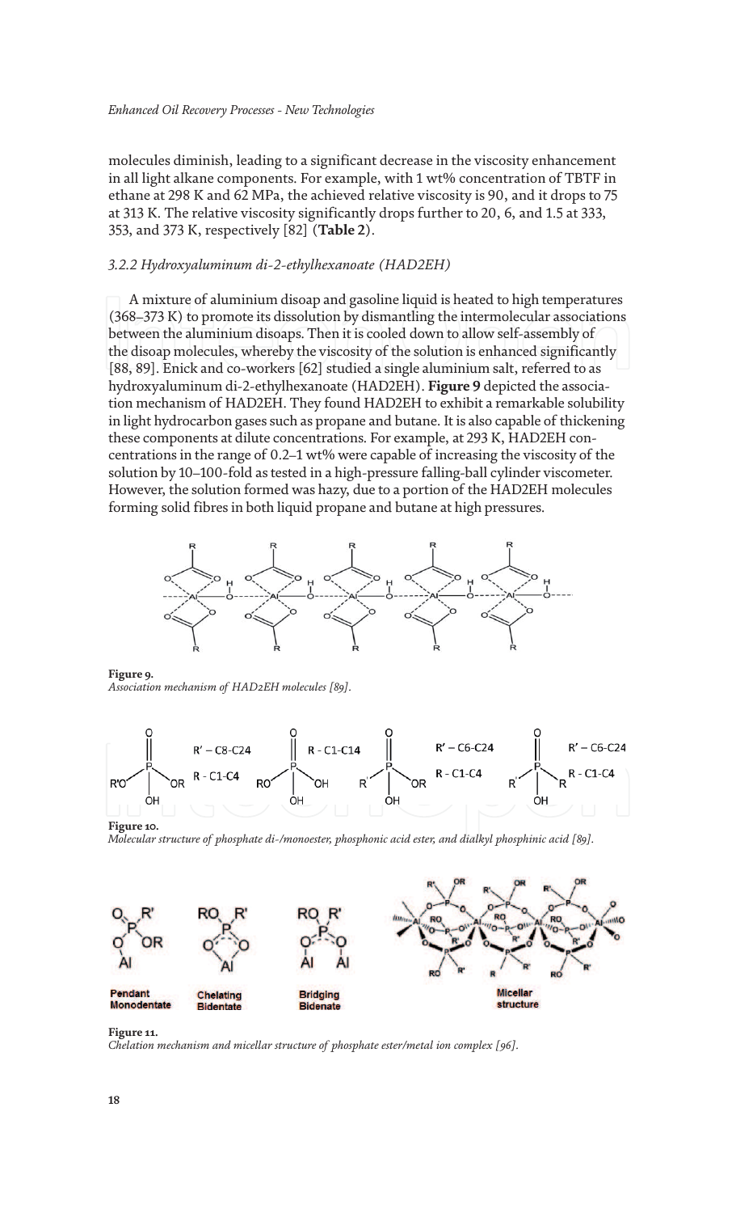molecules diminish, leading to a significant decrease in the viscosity enhancement in all light alkane components. For example, with 1 wt% concentration of TBTF in ethane at 298 K and 62 MPa, the achieved relative viscosity is 90, and it drops to 75 at 313 K. The relative viscosity significantly drops further to 20, 6, and 1.5 at 333, 353, and 373 K, respectively [82] (**Table 2**).

### *3.2.2 Hydroxyaluminum di-2-ethylhexanoate (HAD2EH)*

A mixture of aluminium disoap and gasoline liquid is heated to high temperatures (368–373 K) to promote its dissolution by dismantling the intermolecular associations between the aluminium disoaps. Then it is cooled down to allow self-assembly of the disoap molecules, whereby the viscosity of the solution is enhanced significantly [88, 89]. Enick and co-workers [62] studied a single aluminium salt, referred to as hydroxyaluminum di-2-ethylhexanoate (HAD2EH). **Figure 9** depicted the association mechanism of HAD2EH. They found HAD2EH to exhibit a remarkable solubility in light hydrocarbon gases such as propane and butane. It is also capable of thickening these components at dilute concentrations. For example, at 293 K, HAD2EH concentrations in the range of 0.2–1 wt% were capable of increasing the viscosity of the solution by 10–100-fold as tested in a high-pressure falling-ball cylinder viscometer. However, the solution formed was hazy, due to a portion of the HAD2EH molecules forming solid fibres in both liquid propane and butane at high pressures.

**Figure 9.**
*Association mechanism of HAD2EH molecules [89].*

**Figure 10.**
*Molecular structure of phosphate di-/monoester, phosphonic acid ester, and dialkyl phosphinic acid [89].*

**Figure 11.**
*Chelation mechanism and micellar structure of phosphate ester/metal ion complex [96].*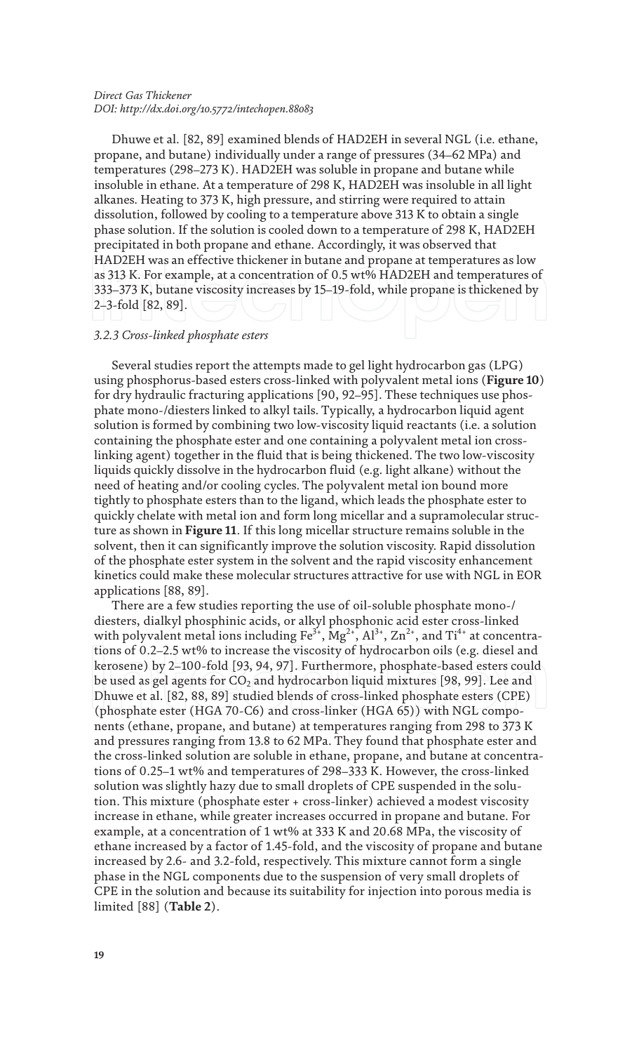Dhuwe et al. [82, 89] examined blends of HAD2EH in several NGL (i.e. ethane, propane, and butane) individually under a range of pressures (34–62 MPa) and temperatures (298–273 K). HAD2EH was soluble in propane and butane while insoluble in ethane. At a temperature of 298 K, HAD2EH was insoluble in all light alkanes. Heating to 373 K, high pressure, and stirring were required to attain dissolution, followed by cooling to a temperature above 313 K to obtain a single phase solution. If the solution is cooled down to a temperature of 298 K, HAD2EH precipitated in both propane and ethane. Accordingly, it was observed that HAD2EH was an effective thickener in butane and propane at temperatures as low as 313 K. For example, at a concentration of 0.5 wt% HAD2EH and temperatures of 333–373 K, butane viscosity increases by 15–19-fold, while propane is thickened by 2–3-fold [82, 89].

### 3.2.3 Cross-linked phosphate esters

Several studies report the attempts made to gel light hydrocarbon gas (LPG) using phosphorus-based esters cross-linked with polyvalent metal ions (**Figure 10**) for dry hydraulic fracturing applications [90, 92–95]. These techniques use phosphate mono-/diesters linked to alkyl tails. Typically, a hydrocarbon liquid agent solution is formed by combining two low-viscosity liquid reactants (i.e. a solution containing the phosphate ester and one containing a polyvalent metal ion cross-linking agent) together in the fluid that is being thickened. The two low-viscosity liquids quickly dissolve in the hydrocarbon fluid (e.g. light alkane) without the need of heating and/or cooling cycles. The polyvalent metal ion bound more tightly to phosphate esters than to the ligand, which leads the phosphate ester to quickly chelate with metal ion and form long micellar and a supramolecular structure as shown in **Figure 11**. If this long micellar structure remains soluble in the solvent, then it can significantly improve the solution viscosity. Rapid dissolution of the phosphate ester system in the solvent and the rapid viscosity enhancement kinetics could make these molecular structures attractive for use with NGL in EOR applications [88, 89].

There are a few studies reporting the use of oil-soluble phosphate mono-/diesters, dialkyl phosphinic acids, or alkyl phosphonic acid ester cross-linked with polyvalent metal ions including $Fe^{3+}$, $Mg^{2+}$, $Al^{3+}$, $Zn^{2+}$, and $Ti^{4+}$ at concentrations of 0.2–2.5 wt% to increase the viscosity of hydrocarbon oils (e.g. diesel and kerosene) by 2–100-fold [93, 94, 97]. Furthermore, phosphate-based esters could be used as gel agents for $CO_2$ and hydrocarbon liquid mixtures [98, 99]. Lee and Dhuwe et al. [82, 88, 89] studied blends of cross-linked phosphate esters (CPE) (phosphate ester (HGA 70-C6) and cross-linker (HGA 65)) with NGL components (ethane, propane, and butane) at temperatures ranging from 298 to 373 K and pressures ranging from 13.8 to 62 MPa. They found that phosphate ester and the cross-linked solution are soluble in ethane, propane, and butane at concentrations of 0.25–1 wt% and temperatures of 298–333 K. However, the cross-linked solution was slightly hazy due to small droplets of CPE suspended in the solution. This mixture (phosphate ester + cross-linker) achieved a modest viscosity increase in ethane, while greater increases occurred in propane and butane. For example, at a concentration of 1 wt% at 333 K and 20.68 MPa, the viscosity of ethane increased by a factor of 1.45-fold, and the viscosity of propane and butane increased by 2.6- and 3.2-fold, respectively. This mixture cannot form a single phase in the NGL components due to the suspension of very small droplets of CPE in the solution and because its suitability for injection into porous media is limited [88] (**Table 2**).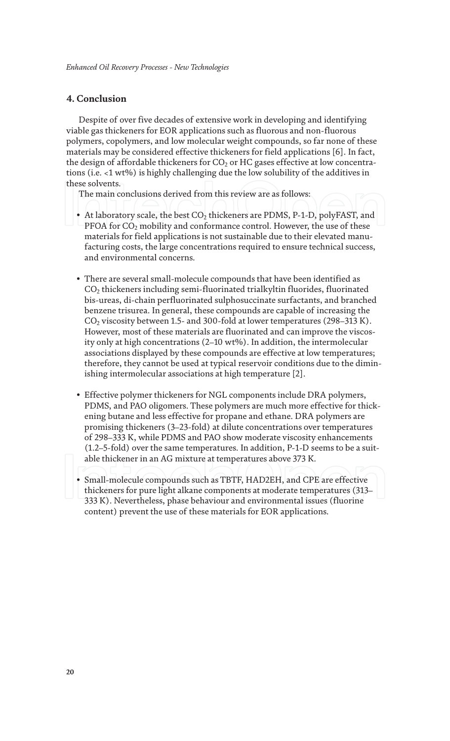## 4. Conclusion

Despite of over five decades of extensive work in developing and identifying viable gas thickeners for EOR applications such as fluorous and non-fluorous polymers, copolymers, and low molecular weight compounds, so far none of these materials may be considered effective thickeners for field applications [6]. In fact, the design of affordable thickeners for $CO_2$ or HC gases effective at low concentrations (i.e. <1 wt%) is highly challenging due the low solubility of the additives in these solvents.

The main conclusions derived from this review are as follows:

- At laboratory scale, the best $CO_2$ thickeners are PDMS, P-1-D, polyFAST, and PFOA for $CO_2$ mobility and conformance control. However, the use of these materials for field applications is not sustainable due to their elevated manufacturing costs, the large concentrations required to ensure technical success, and environmental concerns.

- There are several small-molecule compounds that have been identified as $CO_2$ thickeners including semi-fluorinated trialkyltin fluorides, fluorinated bis-ureas, di-chain perfluorinated sulphosuccinate surfactants, and branched benzene trisurea. In general, these compounds are capable of increasing the $CO_2$ viscosity between 1.5- and 300-fold at lower temperatures (298–313 K). However, most of these materials are fluorinated and can improve the viscosity only at high concentrations (2–10 wt%). In addition, the intermolecular associations displayed by these compounds are effective at low temperatures; therefore, they cannot be used at typical reservoir conditions due to the diminishing intermolecular associations at high temperature [2].

- Effective polymer thickeners for NGL components include DRA polymers, PDMS, and PAO oligomers. These polymers are much more effective for thickening butane and less effective for propane and ethane. DRA polymers are promising thickeners (3–23-fold) at dilute concentrations over temperatures of 298–333 K, while PDMS and PAO show moderate viscosity enhancements (1.2–5-fold) over the same temperatures. In addition, P-1-D seems to be a suitable thickener in an AG mixture at temperatures above 373 K.

- Small-molecule compounds such as TBTF, HAD2EH, and CPE are effective thickeners for pure light alkane components at moderate temperatures (313–333 K). Nevertheless, phase behaviour and environmental issues (fluorine content) prevent the use of these materials for EOR applications.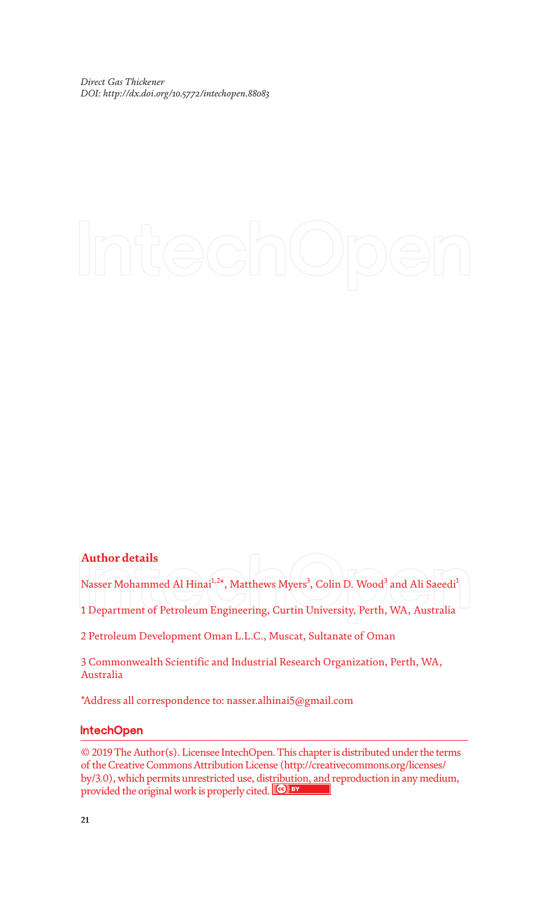## Author details

Nasser Mohammed Al Hinai[1,2*], Matthews Myers[3], Colin D. Wood[3] and Ali Saeedi[1]

1 Department of Petroleum Engineering, Curtin University, Perth, WA, Australia

2 Petroleum Development Oman L.L.C., Muscat, Sultanate of Oman

3 Commonwealth Scientific and Industrial Research Organization, Perth, WA, Australia

*Address all correspondence to: nasser.alhinai5@gmail.com

© 2019 The Author(s). Licensee IntechOpen. This chapter is distributed under the terms of the Creative Commons Attribution License (http://creativecommons.org/licenses/by/3.0), which permits unrestricted use, distribution, and reproduction in any medium, provided the original work is properly cited.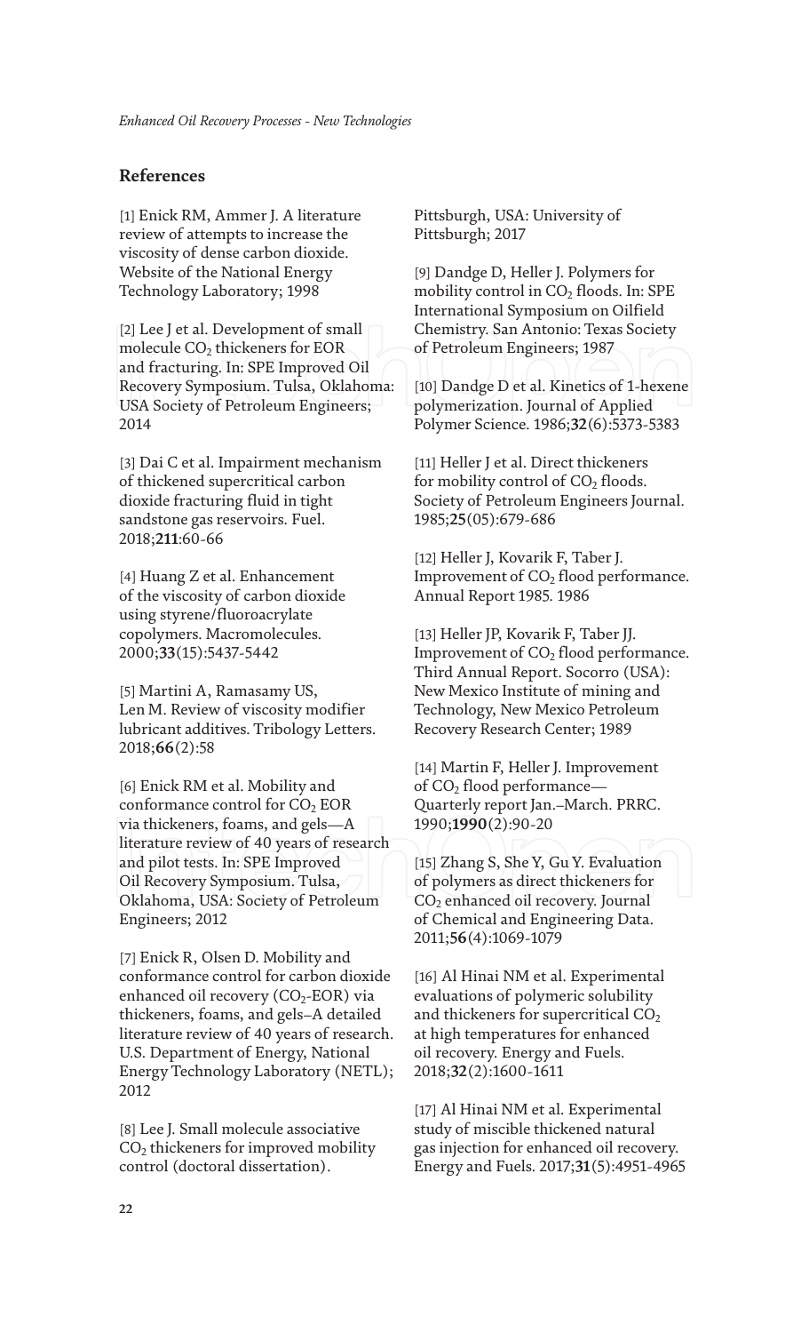## References

[1] Enick RM, Ammer J. A literature review of attempts to increase the viscosity of dense carbon dioxide. Website of the National Energy Technology Laboratory; 1998

[2] Lee J et al. Development of small molecule $CO_2$ thickeners for EOR and fracturing. In: SPE Improved Oil Recovery Symposium. Tulsa, Oklahoma: USA Society of Petroleum Engineers; 2014

[3] Dai C et al. Impairment mechanism of thickened supercritical carbon dioxide fracturing fluid in tight sandstone gas reservoirs. Fuel. 2018;**211**:60-66

[4] Huang Z et al. Enhancement of the viscosity of carbon dioxide using styrene/fluoroacrylate copolymers. Macromolecules. 2000;**33**(15):5437-5442

[5] Martini A, Ramasamy US, Len M. Review of viscosity modifier lubricant additives. Tribology Letters. 2018;**66**(2):58

[6] Enick RM et al. Mobility and conformance control for $CO_2$ EOR via thickeners, foams, and gels—A literature review of 40 years of research and pilot tests. In: SPE Improved Oil Recovery Symposium. Tulsa, Oklahoma, USA: Society of Petroleum Engineers; 2012

[7] Enick R, Olsen D. Mobility and conformance control for carbon dioxide enhanced oil recovery ($CO_2$-EOR) via thickeners, foams, and gels–A detailed literature review of 40 years of research. U.S. Department of Energy, National Energy Technology Laboratory (NETL); 2012

[8] Lee J. Small molecule associative $CO_2$ thickeners for improved mobility control (doctoral dissertation). Pittsburgh, USA: University of Pittsburgh; 2017

[9] Dandge D, Heller J. Polymers for mobility control in $CO_2$ floods. In: SPE International Symposium on Oilfield Chemistry. San Antonio: Texas Society of Petroleum Engineers; 1987

[10] Dandge D et al. Kinetics of 1-hexene polymerization. Journal of Applied Polymer Science. 1986;**32**(6):5373-5383

[11] Heller J et al. Direct thickeners for mobility control of $CO_2$ floods. Society of Petroleum Engineers Journal. 1985;**25**(05):679-686

[12] Heller J, Kovarik F, Taber J. Improvement of $CO_2$ flood performance. Annual Report 1985. 1986

[13] Heller JP, Kovarik F, Taber JJ. Improvement of $CO_2$ flood performance. Third Annual Report. Socorro (USA): New Mexico Institute of mining and Technology, New Mexico Petroleum Recovery Research Center; 1989

[14] Martin F, Heller J. Improvement of $CO_2$ flood performance—Quarterly report Jan.–March. PRRC. 1990;**1990**(2):90-20

[15] Zhang S, She Y, Gu Y. Evaluation of polymers as direct thickeners for $CO_2$ enhanced oil recovery. Journal of Chemical and Engineering Data. 2011;**56**(4):1069-1079

[16] Al Hinai NM et al. Experimental evaluations of polymeric solubility and thickeners for supercritical $CO_2$ at high temperatures for enhanced oil recovery. Energy and Fuels. 2018;**32**(2):1600-1611

[17] Al Hinai NM et al. Experimental study of miscible thickened natural gas injection for enhanced oil recovery. Energy and Fuels. 2017;**31**(5):4951-4965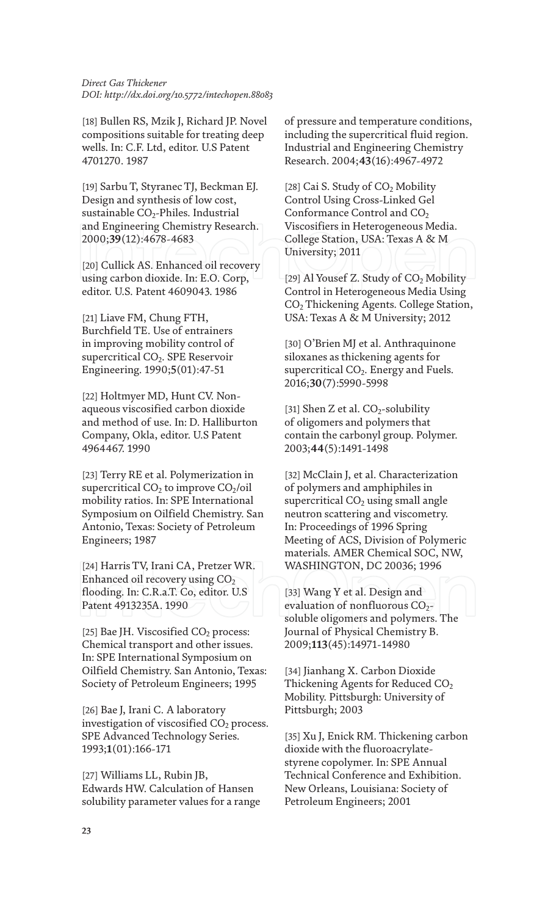[18] Bullen RS, Mzik J, Richard JP. Novel compositions suitable for treating deep wells. In: C.F. Ltd, editor. U.S Patent 4701270. 1987

[19] Sarbu T, Styranec TJ, Beckman EJ. Design and synthesis of low cost, sustainable $CO_2$-Philes. Industrial and Engineering Chemistry Research. 2000;**39**(12):4678-4683

[20] Cullick AS. Enhanced oil recovery using carbon dioxide. In: E.O. Corp, editor. U.S. Patent 4609043. 1986

[21] Liave FM, Chung FTH, Burchfield TE. Use of entrainers in improving mobility control of supercritical $CO_2$. SPE Reservoir Engineering. 1990;**5**(01):47-51

[22] Holtmyer MD, Hunt CV. Non-aqueous viscosified carbon dioxide and method of use. In: D. Halliburton Company, Okla, editor. U.S Patent 4964467. 1990

[23] Terry RE et al. Polymerization in supercritical $CO_2$ to improve $CO_2$/oil mobility ratios. In: SPE International Symposium on Oilfield Chemistry. San Antonio, Texas: Society of Petroleum Engineers; 1987

[24] Harris TV, Irani CA, Pretzer WR. Enhanced oil recovery using $CO_2$ flooding. In: C.R.a.T. Co, editor. U.S Patent 4913235A. 1990

[25] Bae JH. Viscosified $CO_2$ process: Chemical transport and other issues. In: SPE International Symposium on Oilfield Chemistry. San Antonio, Texas: Society of Petroleum Engineers; 1995

[26] Bae J, Irani C. A laboratory investigation of viscosified $CO_2$ process. SPE Advanced Technology Series. 1993;**1**(01):166-171

[27] Williams LL, Rubin JB, Edwards HW. Calculation of Hansen solubility parameter values for a range of pressure and temperature conditions, including the supercritical fluid region. Industrial and Engineering Chemistry Research. 2004;**43**(16):4967-4972

[28] Cai S. Study of $CO_2$ Mobility Control Using Cross-Linked Gel Conformance Control and $CO_2$ Viscosifiers in Heterogeneous Media. College Station, USA: Texas A & M University; 2011

[29] Al Yousef Z. Study of $CO_2$ Mobility Control in Heterogeneous Media Using $CO_2$ Thickening Agents. College Station, USA: Texas A & M University; 2012

[30] O'Brien MJ et al. Anthraquinone siloxanes as thickening agents for supercritical $CO_2$. Energy and Fuels. 2016;**30**(7):5990-5998

[31] Shen Z et al. $CO_2$-solubility of oligomers and polymers that contain the carbonyl group. Polymer. 2003;**44**(5):1491-1498

[32] McClain J, et al. Characterization of polymers and amphiphiles in supercritical $CO_2$ using small angle neutron scattering and viscometry. In: Proceedings of 1996 Spring Meeting of ACS, Division of Polymeric materials. AMER Chemical SOC, NW, WASHINGTON, DC 20036; 1996

[33] Wang Y et al. Design and evaluation of nonfluorous $CO_2$-soluble oligomers and polymers. The Journal of Physical Chemistry B. 2009;**113**(45):14971-14980

[34] Jianhang X. Carbon Dioxide Thickening Agents for Reduced $CO_2$ Mobility. Pittsburgh: University of Pittsburgh; 2003

[35] Xu J, Enick RM. Thickening carbon dioxide with the fluoroacrylate-styrene copolymer. In: SPE Annual Technical Conference and Exhibition. New Orleans, Louisiana: Society of Petroleum Engineers; 2001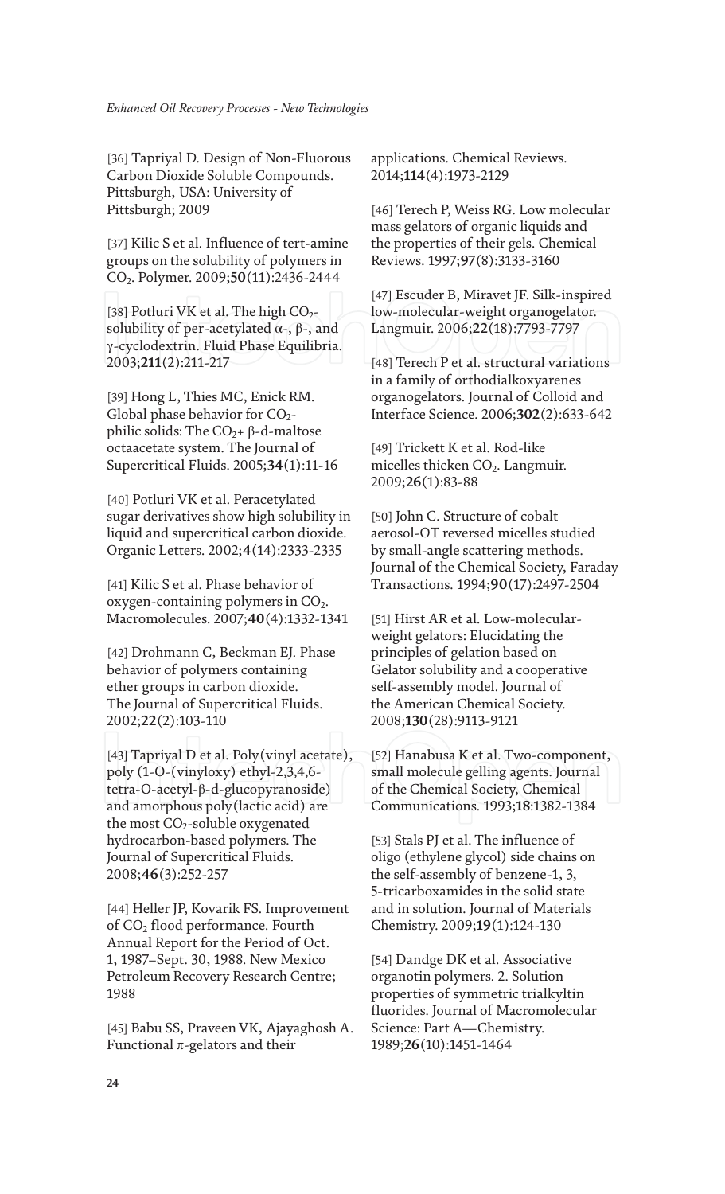[36] Tapriyal D. Design of Non-Fluorous Carbon Dioxide Soluble Compounds. Pittsburgh, USA: University of Pittsburgh; 2009

[37] Kilic S et al. Influence of tert-amine groups on the solubility of polymers in $CO_2$. Polymer. 2009;**50**(11):2436-2444

[38] Potluri VK et al. The high $CO_2$-solubility of per-acetylated α-, β-, and γ-cyclodextrin. Fluid Phase Equilibria. 2003;**211**(2):211-217

[39] Hong L, Thies MC, Enick RM. Global phase behavior for $CO_2$-philic solids: The $CO_2$+ β-d-maltose octaacetate system. The Journal of Supercritical Fluids. 2005;**34**(1):11-16

[40] Potluri VK et al. Peracetylated sugar derivatives show high solubility in liquid and supercritical carbon dioxide. Organic Letters. 2002;**4**(14):2333-2335

[41] Kilic S et al. Phase behavior of oxygen-containing polymers in $CO_2$. Macromolecules. 2007;**40**(4):1332-1341

[42] Drohmann C, Beckman EJ. Phase behavior of polymers containing ether groups in carbon dioxide. The Journal of Supercritical Fluids. 2002;**22**(2):103-110

[43] Tapriyal D et al. Poly(vinyl acetate), poly (1-O-(vinyloxy) ethyl-2,3,4,6-tetra-O-acetyl-β-d-glucopyranoside) and amorphous poly(lactic acid) are the most $CO_2$-soluble oxygenated hydrocarbon-based polymers. The Journal of Supercritical Fluids. 2008;**46**(3):252-257

[44] Heller JP, Kovarik FS. Improvement of $CO_2$ flood performance. Fourth Annual Report for the Period of Oct. 1, 1987–Sept. 30, 1988. New Mexico Petroleum Recovery Research Centre; 1988

[45] Babu SS, Praveen VK, Ajayaghosh A. Functional π-gelators and their applications. Chemical Reviews. 2014;**114**(4):1973-2129

[46] Terech P, Weiss RG. Low molecular mass gelators of organic liquids and the properties of their gels. Chemical Reviews. 1997;**97**(8):3133-3160

[47] Escuder B, Miravet JF. Silk-inspired low-molecular-weight organogelator. Langmuir. 2006;**22**(18):7793-7797

[48] Terech P et al. structural variations in a family of orthodialkoxyarenes organogelators. Journal of Colloid and Interface Science. 2006;**302**(2):633-642

[49] Trickett K et al. Rod-like micelles thicken $CO_2$. Langmuir. 2009;**26**(1):83-88

[50] John C. Structure of cobalt aerosol-OT reversed micelles studied by small-angle scattering methods. Journal of the Chemical Society, Faraday Transactions. 1994;**90**(17):2497-2504

[51] Hirst AR et al. Low-molecular-weight gelators: Elucidating the principles of gelation based on Gelator solubility and a cooperative self-assembly model. Journal of the American Chemical Society. 2008;**130**(28):9113-9121

[52] Hanabusa K et al. Two-component, small molecule gelling agents. Journal of the Chemical Society, Chemical Communications. 1993;**18**:1382-1384

[53] Stals PJ et al. The influence of oligo (ethylene glycol) side chains on the self-assembly of benzene-1, 3, 5-tricarboxamides in the solid state and in solution. Journal of Materials Chemistry. 2009;**19**(1):124-130

[54] Dandge DK et al. Associative organotin polymers. 2. Solution properties of symmetric trialkyltin fluorides. Journal of Macromolecular Science: Part A—Chemistry. 1989;**26**(10):1451-1464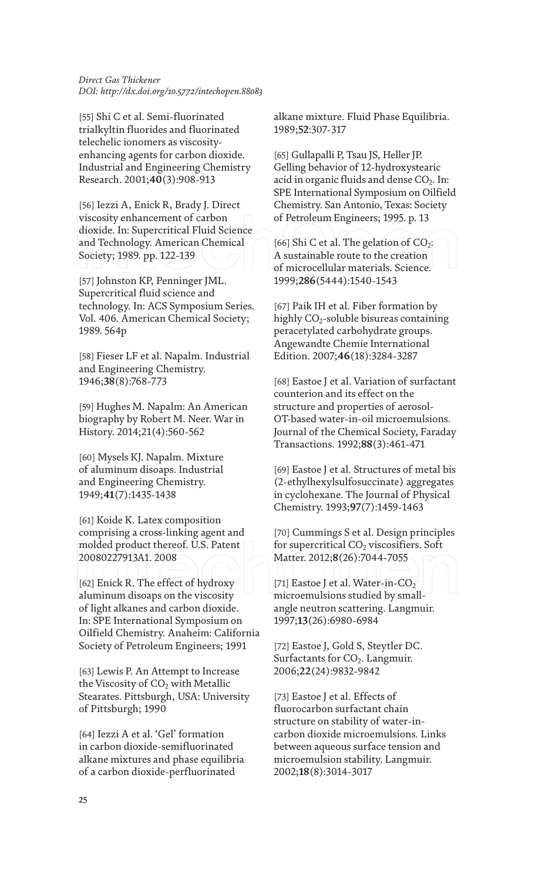[55] Shi C et al. Semi-fluorinated trialkyltin fluorides and fluorinated telechelic ionomers as viscosity-enhancing agents for carbon dioxide. Industrial and Engineering Chemistry Research. 2001;**40**(3):908-913

[56] Iezzi A, Enick R, Brady J. Direct viscosity enhancement of carbon dioxide. In: Supercritical Fluid Science and Technology. American Chemical Society; 1989. pp. 122-139

[57] Johnston KP, Penninger JML. Supercritical fluid science and technology. In: ACS Symposium Series. Vol. 406. American Chemical Society; 1989. 564p

[58] Fieser LF et al. Napalm. Industrial and Engineering Chemistry. 1946;**38**(8):768-773

[59] Hughes M. Napalm: An American biography by Robert M. Neer. War in History. 2014;21(4):560-562

[60] Mysels KJ. Napalm. Mixture of aluminum disoaps. Industrial and Engineering Chemistry. 1949;**41**(7):1435-1438

[61] Koide K. Latex composition comprising a cross-linking agent and molded product thereof. U.S. Patent 20080227913A1. 2008

[62] Enick R. The effect of hydroxy aluminum disoaps on the viscosity of light alkanes and carbon dioxide. In: SPE International Symposium on Oilfield Chemistry. Anaheim: California Society of Petroleum Engineers; 1991

[63] Lewis P. An Attempt to Increase the Viscosity of $CO_2$ with Metallic Stearates. Pittsburgh, USA: University of Pittsburgh; 1990

[64] Iezzi A et al. 'Gel' formation in carbon dioxide-semifluorinated alkane mixtures and phase equilibria of a carbon dioxide-perfluorinated alkane mixture. Fluid Phase Equilibria. 1989;**52**:307-317

[65] Gullapalli P, Tsau JS, Heller JP. Gelling behavior of 12-hydroxystearic acid in organic fluids and dense $CO_2$. In: SPE International Symposium on Oilfield Chemistry. San Antonio, Texas: Society of Petroleum Engineers; 1995. p. 13

[66] Shi C et al. The gelation of $CO_2$: A sustainable route to the creation of microcellular materials. Science. 1999;**286**(5444):1540-1543

[67] Paik IH et al. Fiber formation by highly $CO_2$-soluble bisureas containing peracetylated carbohydrate groups. Angewandte Chemie International Edition. 2007;**46**(18):3284-3287

[68] Eastoe J et al. Variation of surfactant counterion and its effect on the structure and properties of aerosol-OT-based water-in-oil microemulsions. Journal of the Chemical Society, Faraday Transactions. 1992;**88**(3):461-471

[69] Eastoe J et al. Structures of metal bis (2-ethylhexylsulfosuccinate) aggregates in cyclohexane. The Journal of Physical Chemistry. 1993;**97**(7):1459-1463

[70] Cummings S et al. Design principles for supercritical $CO_2$ viscosifiers. Soft Matter. 2012;**8**(26):7044-7055

[71] Eastoe J et al. Water-in-$CO_2$ microemulsions studied by small-angle neutron scattering. Langmuir. 1997;**13**(26):6980-6984

[72] Eastoe J, Gold S, Steytler DC. Surfactants for $CO_2$. Langmuir. 2006;**22**(24):9832-9842

[73] Eastoe J et al. Effects of fluorocarbon surfactant chain structure on stability of water-in-carbon dioxide microemulsions. Links between aqueous surface tension and microemulsion stability. Langmuir. 2002;**18**(8):3014-3017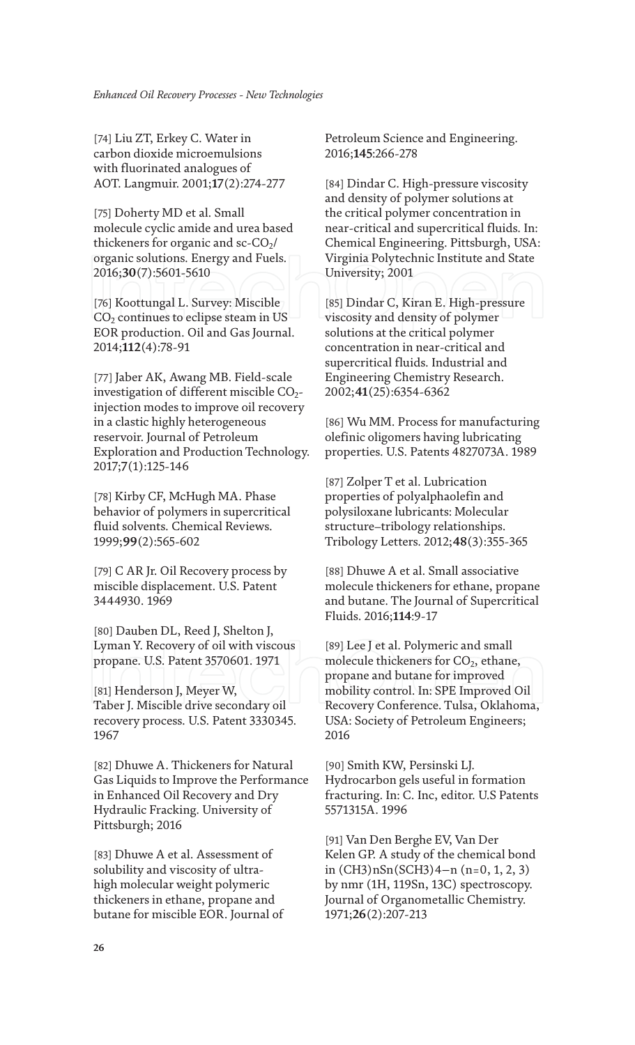[74] Liu ZT, Erkey C. Water in carbon dioxide microemulsions with fluorinated analogues of AOT. Langmuir. 2001;**17**(2):274-277

[75] Doherty MD et al. Small molecule cyclic amide and urea based thickeners for organic and sc-$CO_2$/organic solutions. Energy and Fuels. 2016;**30**(7):5601-5610

[76] Koottungal L. Survey: Miscible $CO_2$ continues to eclipse steam in US EOR production. Oil and Gas Journal. 2014;**112**(4):78-91

[77] Jaber AK, Awang MB. Field-scale investigation of different miscible $CO_2$-injection modes to improve oil recovery in a clastic highly heterogeneous reservoir. Journal of Petroleum Exploration and Production Technology. 2017;**7**(1):125-146

[78] Kirby CF, McHugh MA. Phase behavior of polymers in supercritical fluid solvents. Chemical Reviews. 1999;**99**(2):565-602

[79] C AR Jr. Oil Recovery process by miscible displacement. U.S. Patent 3444930. 1969

[80] Dauben DL, Reed J, Shelton J, Lyman Y. Recovery of oil with viscous propane. U.S. Patent 3570601. 1971

[81] Henderson J, Meyer W, Taber J. Miscible drive secondary oil recovery process. U.S. Patent 3330345. 1967

[82] Dhuwe A. Thickeners for Natural Gas Liquids to Improve the Performance in Enhanced Oil Recovery and Dry Hydraulic Fracking. University of Pittsburgh; 2016

[83] Dhuwe A et al. Assessment of solubility and viscosity of ultra-high molecular weight polymeric thickeners in ethane, propane and butane for miscible EOR. Journal of Petroleum Science and Engineering. 2016;**145**:266-278

[84] Dindar C. High-pressure viscosity and density of polymer solutions at the critical polymer concentration in near-critical and supercritical fluids. In: Chemical Engineering. Pittsburgh, USA: Virginia Polytechnic Institute and State University; 2001

[85] Dindar C, Kiran E. High-pressure viscosity and density of polymer solutions at the critical polymer concentration in near-critical and supercritical fluids. Industrial and Engineering Chemistry Research. 2002;**41**(25):6354-6362

[86] Wu MM. Process for manufacturing olefinic oligomers having lubricating properties. U.S. Patents 4827073A. 1989

[87] Zolper T et al. Lubrication properties of polyalphaolefin and polysiloxane lubricants: Molecular structure–tribology relationships. Tribology Letters. 2012;**48**(3):355-365

[88] Dhuwe A et al. Small associative molecule thickeners for ethane, propane and butane. The Journal of Supercritical Fluids. 2016;**114**:9-17

[89] Lee J et al. Polymeric and small molecule thickeners for $CO_2$, ethane, propane and butane for improved mobility control. In: SPE Improved Oil Recovery Conference. Tulsa, Oklahoma, USA: Society of Petroleum Engineers; 2016

[90] Smith KW, Persinski LJ. Hydrocarbon gels useful in formation fracturing. In: C. Inc, editor. U.S Patents 5571315A. 1996

[91] Van Den Berghe EV, Van Der Kelen GP. A study of the chemical bond in $(CH_3)_nSn(SCH_3)_{4-n}$ (n=0, 1, 2, 3) by nmr (1H, 119Sn, 13C) spectroscopy. Journal of Organometallic Chemistry. 1971;**26**(2):207-213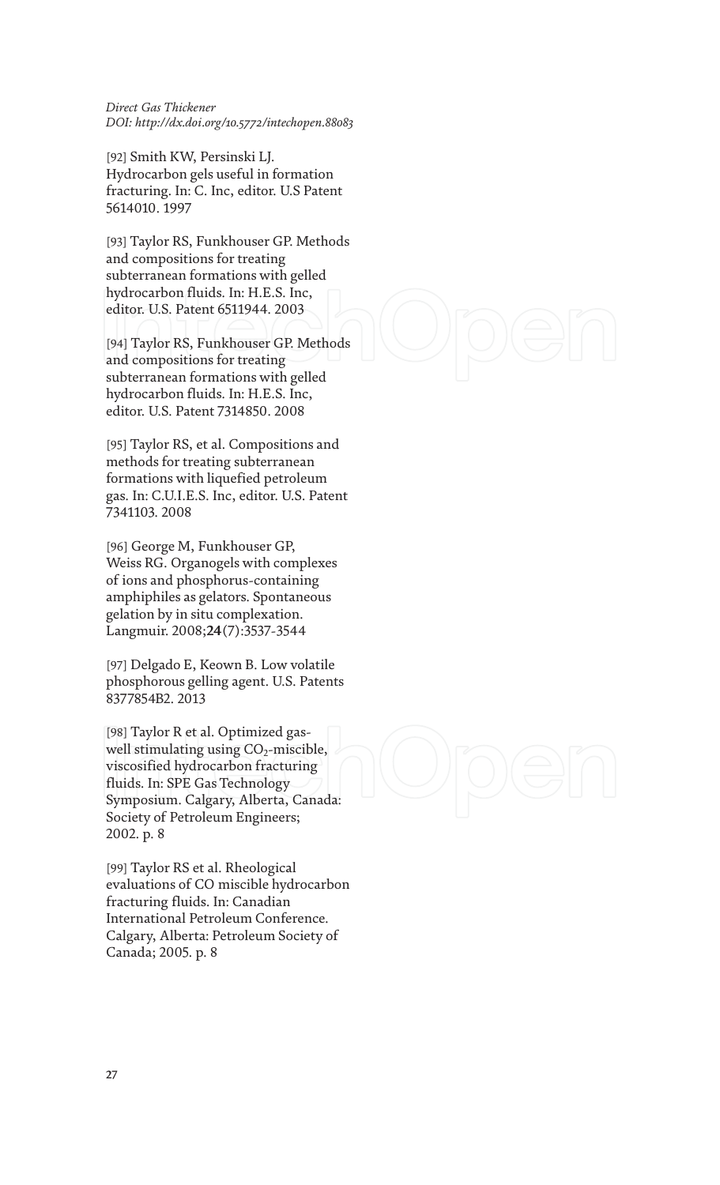[92] Smith KW, Persinski LJ. Hydrocarbon gels useful in formation fracturing. In: C. Inc, editor. U.S Patent 5614010. 1997

[93] Taylor RS, Funkhouser GP. Methods and compositions for treating subterranean formations with gelled hydrocarbon fluids. In: H.E.S. Inc, editor. U.S. Patent 6511944. 2003

[94] Taylor RS, Funkhouser GP. Methods and compositions for treating subterranean formations with gelled hydrocarbon fluids. In: H.E.S. Inc, editor. U.S. Patent 7314850. 2008

[95] Taylor RS, et al. Compositions and methods for treating subterranean formations with liquefied petroleum gas. In: C.U.I.E.S. Inc, editor. U.S. Patent 7341103. 2008

[96] George M, Funkhouser GP, Weiss RG. Organogels with complexes of ions and phosphorus-containing amphiphiles as gelators. Spontaneous gelation by in situ complexation. Langmuir. 2008;**24**(7):3537-3544

[97] Delgado E, Keown B. Low volatile phosphorous gelling agent. U.S. Patents 8377854B2. 2013

[98] Taylor R et al. Optimized gas-well stimulating using $CO_2$-miscible, viscosified hydrocarbon fracturing fluids. In: SPE Gas Technology Symposium. Calgary, Alberta, Canada: Society of Petroleum Engineers; 2002. p. 8

[99] Taylor RS et al. Rheological evaluations of CO miscible hydrocarbon fracturing fluids. In: Canadian International Petroleum Conference. Calgary, Alberta: Petroleum Society of Canada; 2005. p. 8